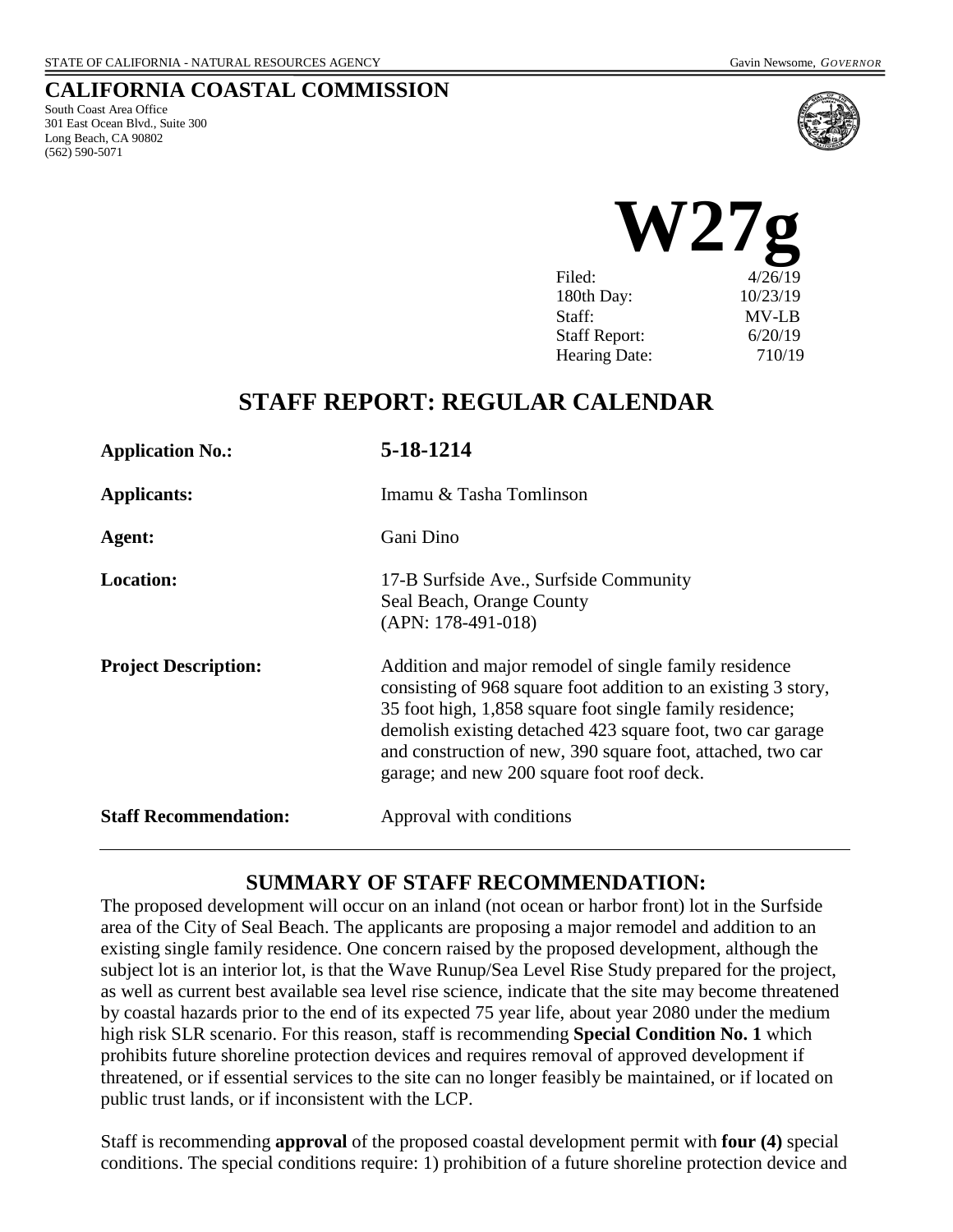STATE OF CALIFORNIA - NATURAL RESOURCES AGENCY Gavin Newsome, *GOVERNOR*

# CALIFORNIA COASTAL COMMISSION

South Coast Area Office
301 East Ocean Blvd., Suite 300
Long Beach, CA 90802
(562) 590-5071

# W27g

| | |
|---|---|
| Filed: | 4/26/19 |
| 180th Day: | 10/23/19 |
| Staff: | MV-LB |
| Staff Report: | 6/20/19 |
| Hearing Date: | 710/19 |

## STAFF REPORT: REGULAR CALENDAR

| | |
|---|---|
| **Application No.:** | **5-18-1214** |
| **Applicants:** | Imamu & Tasha Tomlinson |
| **Agent:** | Gani Dino |
| **Location:** | 17-B Surfside Ave., Surfside Community<br>Seal Beach, Orange County<br>(APN: 178-491-018) |
| **Project Description:** | Addition and major remodel of single family residence consisting of 968 square foot addition to an existing 3 story, 35 foot high, 1,858 square foot single family residence; demolish existing detached 423 square foot, two car garage and construction of new, 390 square foot, attached, two car garage; and new 200 square foot roof deck. |
| **Staff Recommendation:** | Approval with conditions |

## SUMMARY OF STAFF RECOMMENDATION:

The proposed development will occur on an inland (not ocean or harbor front) lot in the Surfside area of the City of Seal Beach. The applicants are proposing a major remodel and addition to an existing single family residence. One concern raised by the proposed development, although the subject lot is an interior lot, is that the Wave Runup/Sea Level Rise Study prepared for the project, as well as current best available sea level rise science, indicate that the site may become threatened by coastal hazards prior to the end of its expected 75 year life, about year 2080 under the medium high risk SLR scenario. For this reason, staff is recommending **Special Condition No. 1** which prohibits future shoreline protection devices and requires removal of approved development if threatened, or if essential services to the site can no longer feasibly be maintained, or if located on public trust lands, or if inconsistent with the LCP.

Staff is recommending **approval** of the proposed coastal development permit with **four (4)** special conditions. The special conditions require: 1) prohibition of a future shoreline protection device and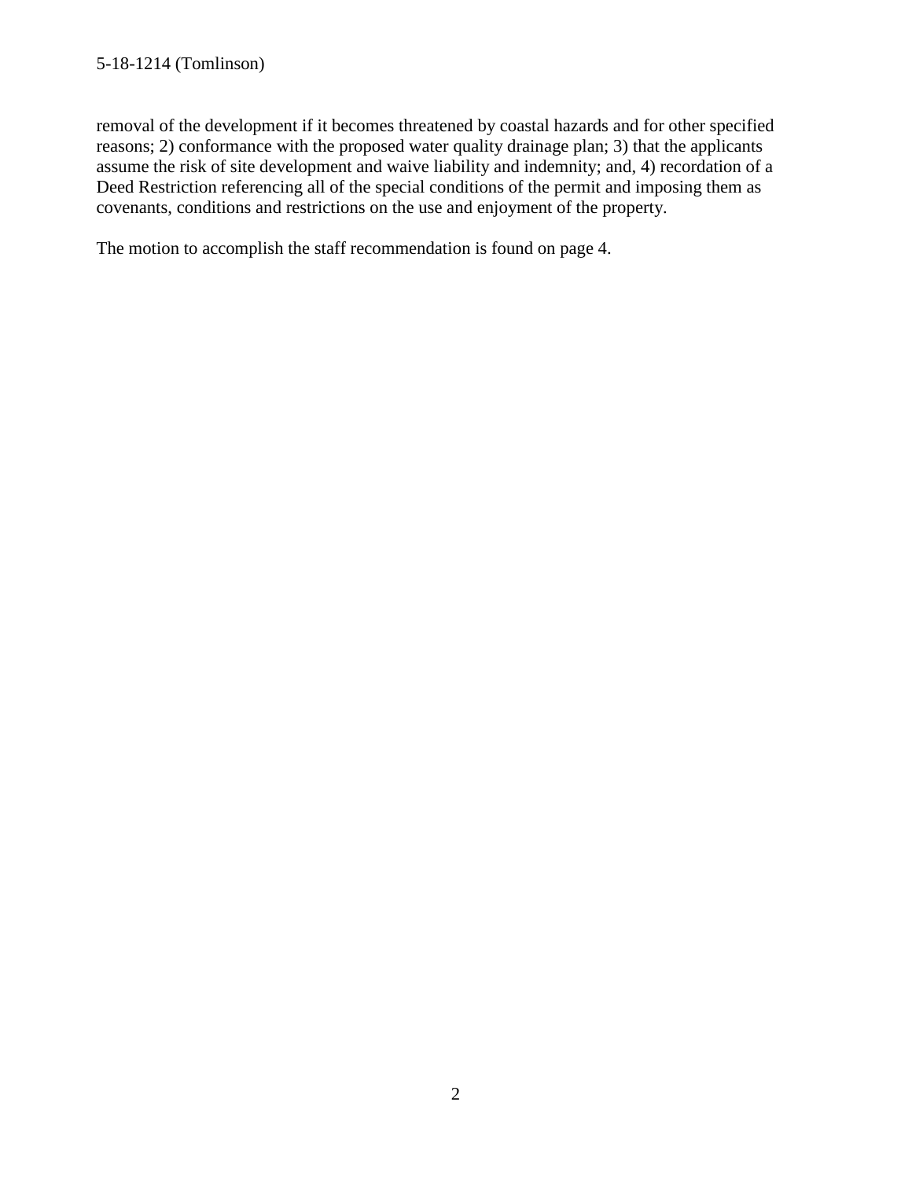removal of the development if it becomes threatened by coastal hazards and for other specified reasons; 2) conformance with the proposed water quality drainage plan; 3) that the applicants assume the risk of site development and waive liability and indemnity; and, 4) recordation of a Deed Restriction referencing all of the special conditions of the permit and imposing them as covenants, conditions and restrictions on the use and enjoyment of the property.

The motion to accomplish the staff recommendation is found on page 4.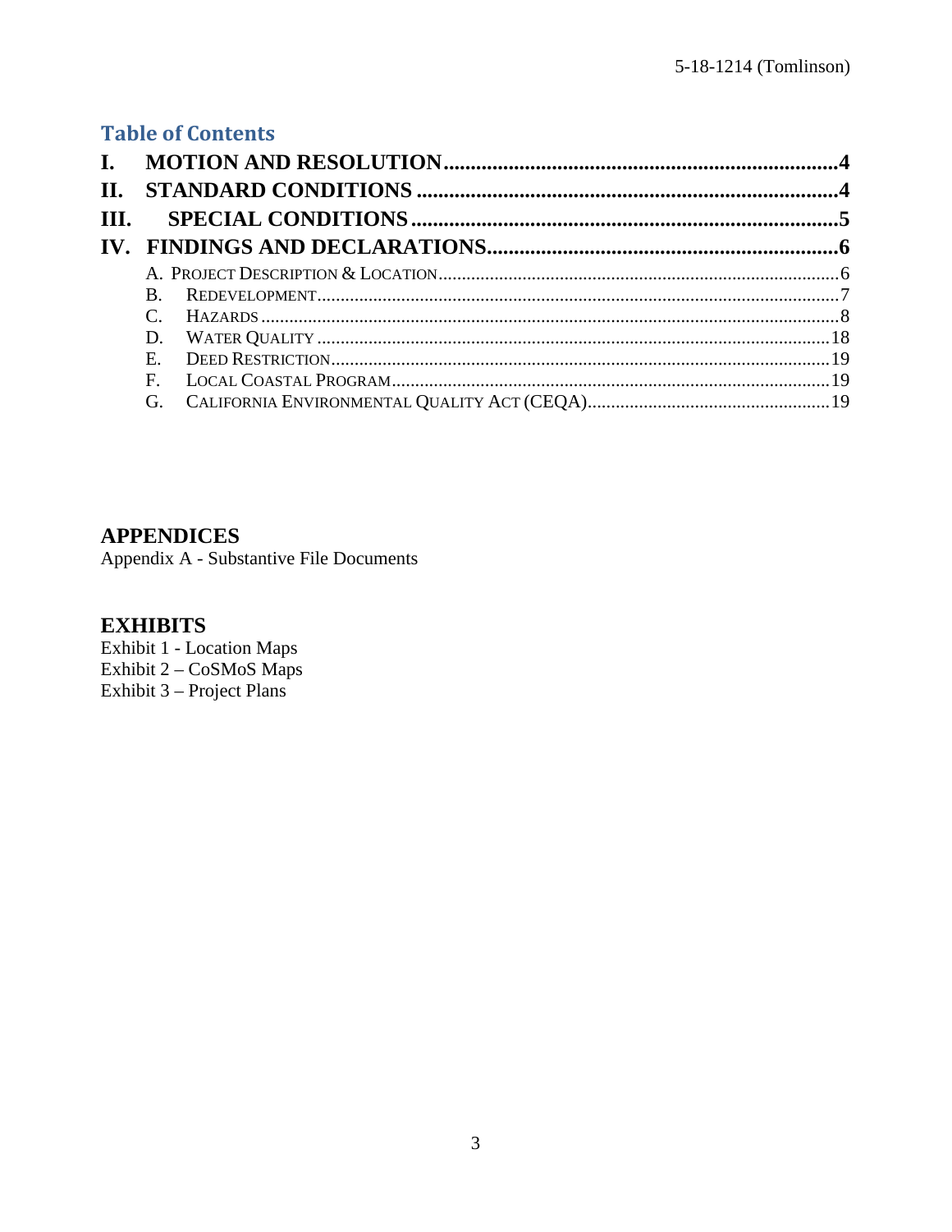## Table of Contents

- **I. MOTION AND RESOLUTION .......... 4**
- **II. STANDARD CONDITIONS .......... 4**
- **III. SPECIAL CONDITIONS .......... 5**
- **IV. FINDINGS AND DECLARATIONS .......... 6**
  - A. PROJECT DESCRIPTION & LOCATION .......... 6
  - B. REDEVELOPMENT .......... 7
  - C. HAZARDS .......... 8
  - D. WATER QUALITY .......... 18
  - E. DEED RESTRICTION .......... 19
  - F. LOCAL COASTAL PROGRAM .......... 19
  - G. CALIFORNIA ENVIRONMENTAL QUALITY ACT (CEQA) .......... 19

## APPENDICES

Appendix A - Substantive File Documents

## EXHIBITS

Exhibit 1 - Location Maps
Exhibit 2 – CoSMoS Maps
Exhibit 3 – Project Plans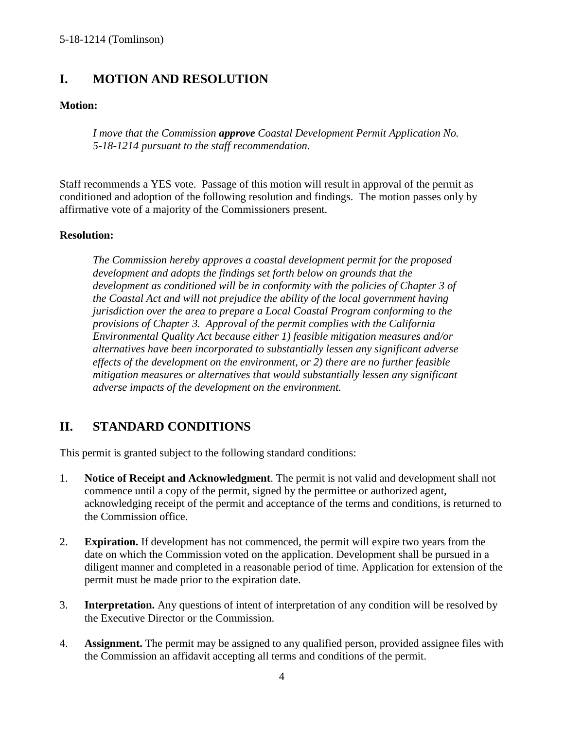## I. MOTION AND RESOLUTION

**Motion:**

> *I move that the Commission **approve** Coastal Development Permit Application No. 5-18-1214 pursuant to the staff recommendation.*

Staff recommends a YES vote. Passage of this motion will result in approval of the permit as conditioned and adoption of the following resolution and findings. The motion passes only by affirmative vote of a majority of the Commissioners present.

**Resolution:**

> *The Commission hereby approves a coastal development permit for the proposed development and adopts the findings set forth below on grounds that the development as conditioned will be in conformity with the policies of Chapter 3 of the Coastal Act and will not prejudice the ability of the local government having jurisdiction over the area to prepare a Local Coastal Program conforming to the provisions of Chapter 3. Approval of the permit complies with the California Environmental Quality Act because either 1) feasible mitigation measures and/or alternatives have been incorporated to substantially lessen any significant adverse effects of the development on the environment, or 2) there are no further feasible mitigation measures or alternatives that would substantially lessen any significant adverse impacts of the development on the environment.*

## II. STANDARD CONDITIONS

This permit is granted subject to the following standard conditions:

1. **Notice of Receipt and Acknowledgment**. The permit is not valid and development shall not commence until a copy of the permit, signed by the permittee or authorized agent, acknowledging receipt of the permit and acceptance of the terms and conditions, is returned to the Commission office.

2. **Expiration.** If development has not commenced, the permit will expire two years from the date on which the Commission voted on the application. Development shall be pursued in a diligent manner and completed in a reasonable period of time. Application for extension of the permit must be made prior to the expiration date.

3. **Interpretation.** Any questions of intent of interpretation of any condition will be resolved by the Executive Director or the Commission.

4. **Assignment.** The permit may be assigned to any qualified person, provided assignee files with the Commission an affidavit accepting all terms and conditions of the permit.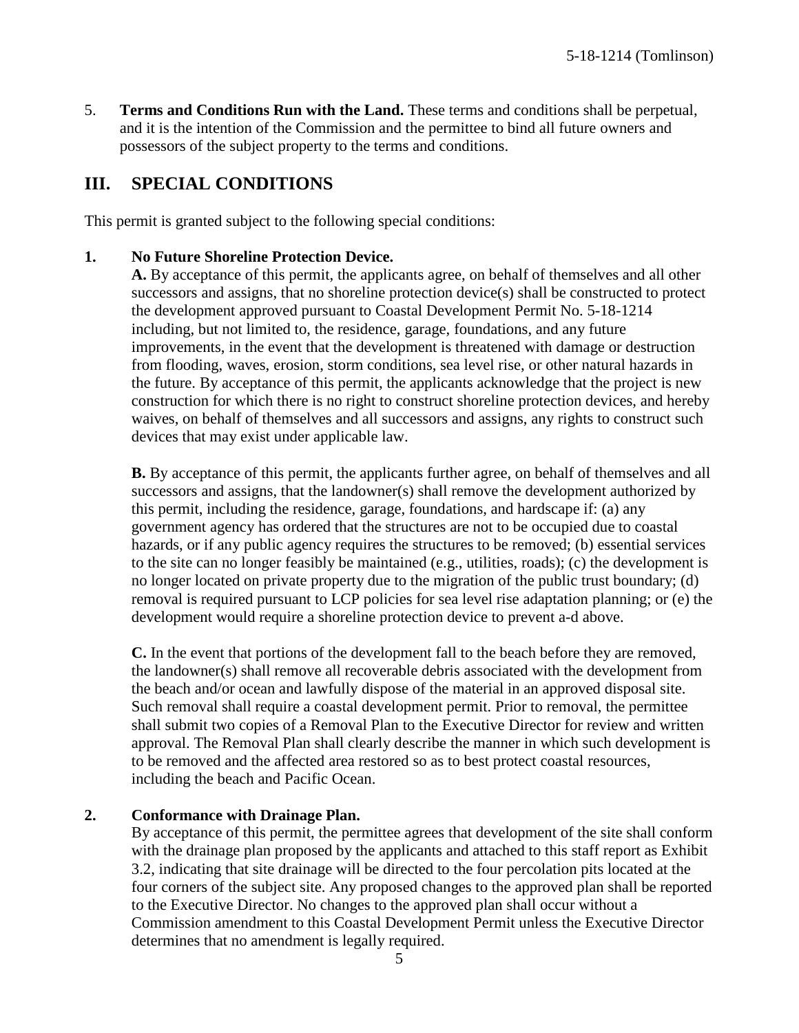5. **Terms and Conditions Run with the Land.** These terms and conditions shall be perpetual, and it is the intention of the Commission and the permittee to bind all future owners and possessors of the subject property to the terms and conditions.

## III. SPECIAL CONDITIONS

This permit is granted subject to the following special conditions:

**1. No Future Shoreline Protection Device.**

**A.** By acceptance of this permit, the applicants agree, on behalf of themselves and all other successors and assigns, that no shoreline protection device(s) shall be constructed to protect the development approved pursuant to Coastal Development Permit No. 5-18-1214 including, but not limited to, the residence, garage, foundations, and any future improvements, in the event that the development is threatened with damage or destruction from flooding, waves, erosion, storm conditions, sea level rise, or other natural hazards in the future. By acceptance of this permit, the applicants acknowledge that the project is new construction for which there is no right to construct shoreline protection devices, and hereby waives, on behalf of themselves and all successors and assigns, any rights to construct such devices that may exist under applicable law.

**B.** By acceptance of this permit, the applicants further agree, on behalf of themselves and all successors and assigns, that the landowner(s) shall remove the development authorized by this permit, including the residence, garage, foundations, and hardscape if: (a) any government agency has ordered that the structures are not to be occupied due to coastal hazards, or if any public agency requires the structures to be removed; (b) essential services to the site can no longer feasibly be maintained (e.g., utilities, roads); (c) the development is no longer located on private property due to the migration of the public trust boundary; (d) removal is required pursuant to LCP policies for sea level rise adaptation planning; or (e) the development would require a shoreline protection device to prevent a-d above.

**C.** In the event that portions of the development fall to the beach before they are removed, the landowner(s) shall remove all recoverable debris associated with the development from the beach and/or ocean and lawfully dispose of the material in an approved disposal site. Such removal shall require a coastal development permit. Prior to removal, the permittee shall submit two copies of a Removal Plan to the Executive Director for review and written approval. The Removal Plan shall clearly describe the manner in which such development is to be removed and the affected area restored so as to best protect coastal resources, including the beach and Pacific Ocean.

**2. Conformance with Drainage Plan.**

By acceptance of this permit, the permittee agrees that development of the site shall conform with the drainage plan proposed by the applicants and attached to this staff report as Exhibit 3.2, indicating that site drainage will be directed to the four percolation pits located at the four corners of the subject site. Any proposed changes to the approved plan shall be reported to the Executive Director. No changes to the approved plan shall occur without a Commission amendment to this Coastal Development Permit unless the Executive Director determines that no amendment is legally required.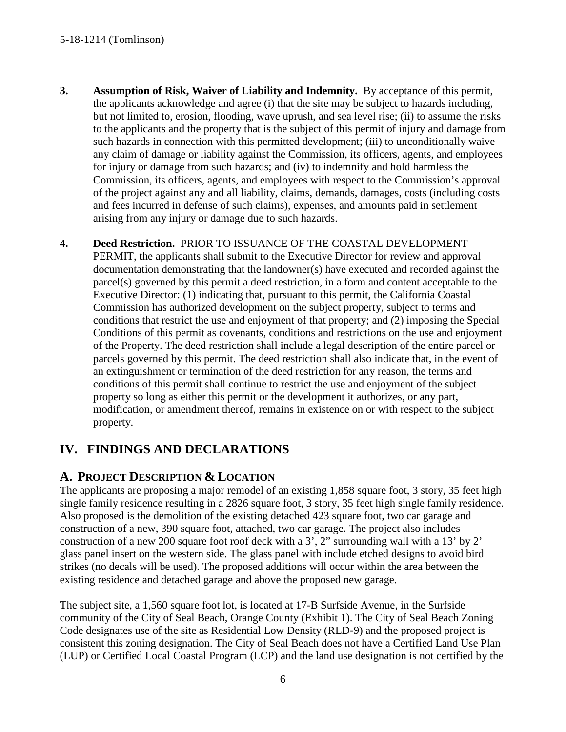3. **Assumption of Risk, Waiver of Liability and Indemnity.** By acceptance of this permit, the applicants acknowledge and agree (i) that the site may be subject to hazards including, but not limited to, erosion, flooding, wave uprush, and sea level rise; (ii) to assume the risks to the applicants and the property that is the subject of this permit of injury and damage from such hazards in connection with this permitted development; (iii) to unconditionally waive any claim of damage or liability against the Commission, its officers, agents, and employees for injury or damage from such hazards; and (iv) to indemnify and hold harmless the Commission, its officers, agents, and employees with respect to the Commission's approval of the project against any and all liability, claims, demands, damages, costs (including costs and fees incurred in defense of such claims), expenses, and amounts paid in settlement arising from any injury or damage due to such hazards.

4. **Deed Restriction.** PRIOR TO ISSUANCE OF THE COASTAL DEVELOPMENT PERMIT, the applicants shall submit to the Executive Director for review and approval documentation demonstrating that the landowner(s) have executed and recorded against the parcel(s) governed by this permit a deed restriction, in a form and content acceptable to the Executive Director: (1) indicating that, pursuant to this permit, the California Coastal Commission has authorized development on the subject property, subject to terms and conditions that restrict the use and enjoyment of that property; and (2) imposing the Special Conditions of this permit as covenants, conditions and restrictions on the use and enjoyment of the Property. The deed restriction shall include a legal description of the entire parcel or parcels governed by this permit. The deed restriction shall also indicate that, in the event of an extinguishment or termination of the deed restriction for any reason, the terms and conditions of this permit shall continue to restrict the use and enjoyment of the subject property so long as either this permit or the development it authorizes, or any part, modification, or amendment thereof, remains in existence on or with respect to the subject property.

## IV. FINDINGS AND DECLARATIONS

### A. PROJECT DESCRIPTION & LOCATION

The applicants are proposing a major remodel of an existing 1,858 square foot, 3 story, 35 feet high single family residence resulting in a 2826 square foot, 3 story, 35 feet high single family residence. Also proposed is the demolition of the existing detached 423 square foot, two car garage and construction of a new, 390 square foot, attached, two car garage. The project also includes construction of a new 200 square foot roof deck with a 3', 2" surrounding wall with a 13' by 2' glass panel insert on the western side. The glass panel with include etched designs to avoid bird strikes (no decals will be used). The proposed additions will occur within the area between the existing residence and detached garage and above the proposed new garage.

The subject site, a 1,560 square foot lot, is located at 17-B Surfside Avenue, in the Surfside community of the City of Seal Beach, Orange County (Exhibit 1). The City of Seal Beach Zoning Code designates use of the site as Residential Low Density (RLD-9) and the proposed project is consistent this zoning designation. The City of Seal Beach does not have a Certified Land Use Plan (LUP) or Certified Local Coastal Program (LCP) and the land use designation is not certified by the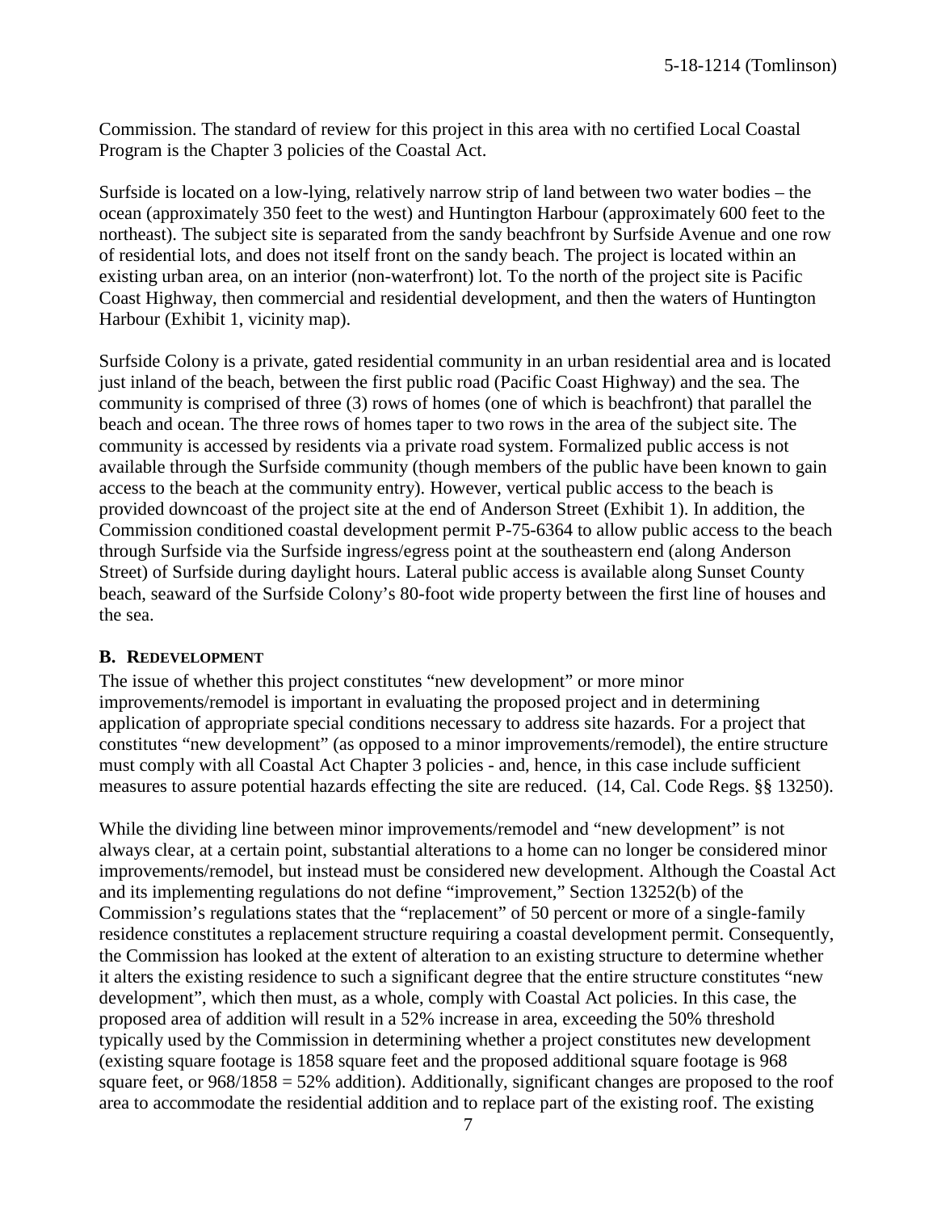Commission. The standard of review for this project in this area with no certified Local Coastal Program is the Chapter 3 policies of the Coastal Act.

Surfside is located on a low-lying, relatively narrow strip of land between two water bodies – the ocean (approximately 350 feet to the west) and Huntington Harbour (approximately 600 feet to the northeast). The subject site is separated from the sandy beachfront by Surfside Avenue and one row of residential lots, and does not itself front on the sandy beach. The project is located within an existing urban area, on an interior (non-waterfront) lot. To the north of the project site is Pacific Coast Highway, then commercial and residential development, and then the waters of Huntington Harbour (Exhibit 1, vicinity map).

Surfside Colony is a private, gated residential community in an urban residential area and is located just inland of the beach, between the first public road (Pacific Coast Highway) and the sea. The community is comprised of three (3) rows of homes (one of which is beachfront) that parallel the beach and ocean. The three rows of homes taper to two rows in the area of the subject site. The community is accessed by residents via a private road system. Formalized public access is not available through the Surfside community (though members of the public have been known to gain access to the beach at the community entry). However, vertical public access to the beach is provided downcoast of the project site at the end of Anderson Street (Exhibit 1). In addition, the Commission conditioned coastal development permit P-75-6364 to allow public access to the beach through Surfside via the Surfside ingress/egress point at the southeastern end (along Anderson Street) of Surfside during daylight hours. Lateral public access is available along Sunset County beach, seaward of the Surfside Colony's 80-foot wide property between the first line of houses and the sea.

### B. REDEVELOPMENT

The issue of whether this project constitutes "new development" or more minor improvements/remodel is important in evaluating the proposed project and in determining application of appropriate special conditions necessary to address site hazards. For a project that constitutes "new development" (as opposed to a minor improvements/remodel), the entire structure must comply with all Coastal Act Chapter 3 policies - and, hence, in this case include sufficient measures to assure potential hazards effecting the site are reduced. (14, Cal. Code Regs. §§ 13250).

While the dividing line between minor improvements/remodel and "new development" is not always clear, at a certain point, substantial alterations to a home can no longer be considered minor improvements/remodel, but instead must be considered new development. Although the Coastal Act and its implementing regulations do not define "improvement," Section 13252(b) of the Commission's regulations states that the "replacement" of 50 percent or more of a single-family residence constitutes a replacement structure requiring a coastal development permit. Consequently, the Commission has looked at the extent of alteration to an existing structure to determine whether it alters the existing residence to such a significant degree that the entire structure constitutes "new development", which then must, as a whole, comply with Coastal Act policies. In this case, the proposed area of addition will result in a 52% increase in area, exceeding the 50% threshold typically used by the Commission in determining whether a project constitutes new development (existing square footage is 1858 square feet and the proposed additional square footage is 968 square feet, or 968/1858 = 52% addition). Additionally, significant changes are proposed to the roof area to accommodate the residential addition and to replace part of the existing roof. The existing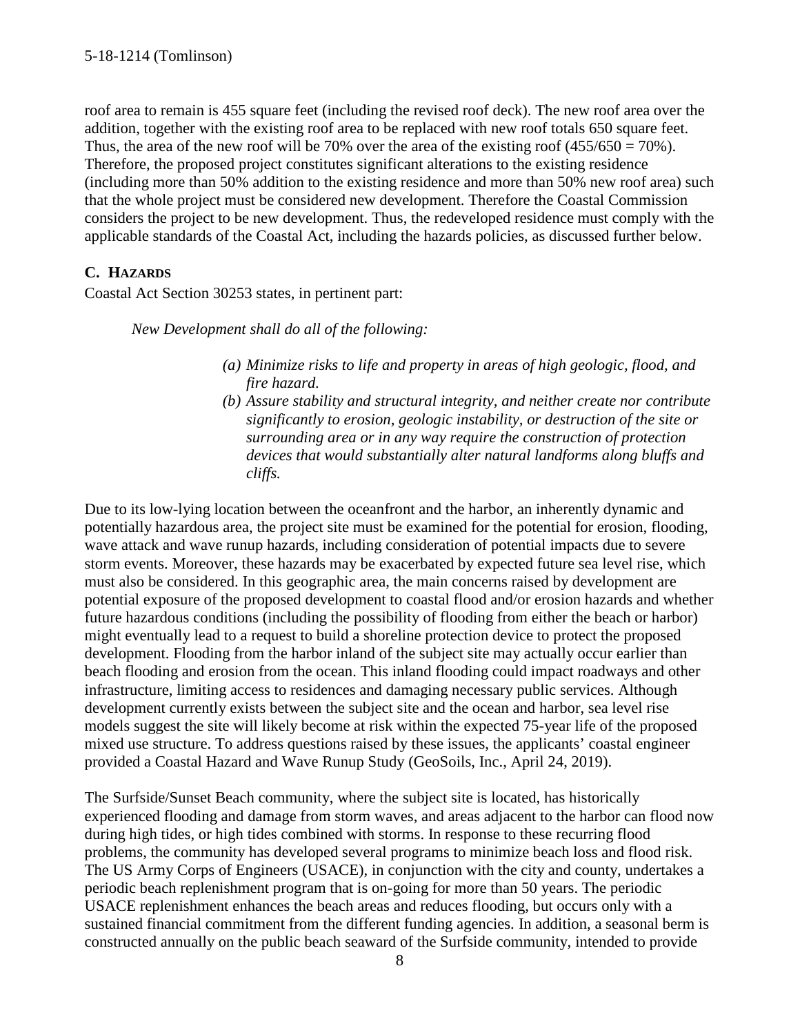roof area to remain is 455 square feet (including the revised roof deck). The new roof area over the addition, together with the existing roof area to be replaced with new roof totals 650 square feet. Thus, the area of the new roof will be 70% over the area of the existing roof (455/650 = 70%). Therefore, the proposed project constitutes significant alterations to the existing residence (including more than 50% addition to the existing residence and more than 50% new roof area) such that the whole project must be considered new development. Therefore the Coastal Commission considers the project to be new development. Thus, the redeveloped residence must comply with the applicable standards of the Coastal Act, including the hazards policies, as discussed further below.

## C. HAZARDS

Coastal Act Section 30253 states, in pertinent part:

> *New Development shall do all of the following:*
>
> *(a) Minimize risks to life and property in areas of high geologic, flood, and fire hazard.*
>
> *(b) Assure stability and structural integrity, and neither create nor contribute significantly to erosion, geologic instability, or destruction of the site or surrounding area or in any way require the construction of protection devices that would substantially alter natural landforms along bluffs and cliffs.*

Due to its low-lying location between the oceanfront and the harbor, an inherently dynamic and potentially hazardous area, the project site must be examined for the potential for erosion, flooding, wave attack and wave runup hazards, including consideration of potential impacts due to severe storm events. Moreover, these hazards may be exacerbated by expected future sea level rise, which must also be considered. In this geographic area, the main concerns raised by development are potential exposure of the proposed development to coastal flood and/or erosion hazards and whether future hazardous conditions (including the possibility of flooding from either the beach or harbor) might eventually lead to a request to build a shoreline protection device to protect the proposed development. Flooding from the harbor inland of the subject site may actually occur earlier than beach flooding and erosion from the ocean. This inland flooding could impact roadways and other infrastructure, limiting access to residences and damaging necessary public services. Although development currently exists between the subject site and the ocean and harbor, sea level rise models suggest the site will likely become at risk within the expected 75-year life of the proposed mixed use structure. To address questions raised by these issues, the applicants' coastal engineer provided a Coastal Hazard and Wave Runup Study (GeoSoils, Inc., April 24, 2019).

The Surfside/Sunset Beach community, where the subject site is located, has historically experienced flooding and damage from storm waves, and areas adjacent to the harbor can flood now during high tides, or high tides combined with storms. In response to these recurring flood problems, the community has developed several programs to minimize beach loss and flood risk. The US Army Corps of Engineers (USACE), in conjunction with the city and county, undertakes a periodic beach replenishment program that is on-going for more than 50 years. The periodic USACE replenishment enhances the beach areas and reduces flooding, but occurs only with a sustained financial commitment from the different funding agencies. In addition, a seasonal berm is constructed annually on the public beach seaward of the Surfside community, intended to provide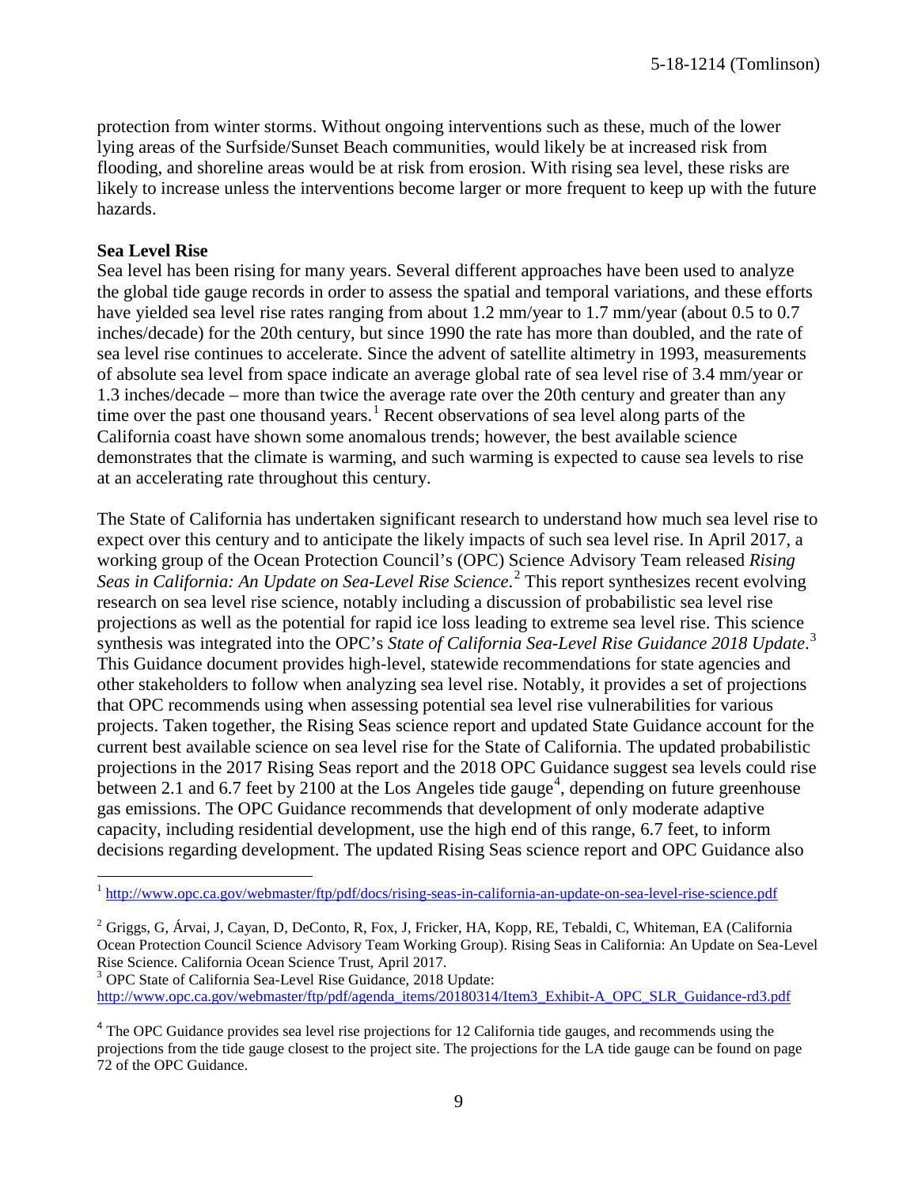protection from winter storms. Without ongoing interventions such as these, much of the lower lying areas of the Surfside/Sunset Beach communities, would likely be at increased risk from flooding, and shoreline areas would be at risk from erosion. With rising sea level, these risks are likely to increase unless the interventions become larger or more frequent to keep up with the future hazards.

**Sea Level Rise**

Sea level has been rising for many years. Several different approaches have been used to analyze the global tide gauge records in order to assess the spatial and temporal variations, and these efforts have yielded sea level rise rates ranging from about 1.2 mm/year to 1.7 mm/year (about 0.5 to 0.7 inches/decade) for the 20th century, but since 1990 the rate has more than doubled, and the rate of sea level rise continues to accelerate. Since the advent of satellite altimetry in 1993, measurements of absolute sea level from space indicate an average global rate of sea level rise of 3.4 mm/year or 1.3 inches/decade – more than twice the average rate over the 20th century and greater than any time over the past one thousand years.[1] Recent observations of sea level along parts of the California coast have shown some anomalous trends; however, the best available science demonstrates that the climate is warming, and such warming is expected to cause sea levels to rise at an accelerating rate throughout this century.

The State of California has undertaken significant research to understand how much sea level rise to expect over this century and to anticipate the likely impacts of such sea level rise. In April 2017, a working group of the Ocean Protection Council's (OPC) Science Advisory Team released *Rising Seas in California: An Update on Sea-Level Rise Science*.[2] This report synthesizes recent evolving research on sea level rise science, notably including a discussion of probabilistic sea level rise projections as well as the potential for rapid ice loss leading to extreme sea level rise. This science synthesis was integrated into the OPC's *State of California Sea-Level Rise Guidance 2018 Update*.[3] This Guidance document provides high-level, statewide recommendations for state agencies and other stakeholders to follow when analyzing sea level rise. Notably, it provides a set of projections that OPC recommends using when assessing potential sea level rise vulnerabilities for various projects. Taken together, the Rising Seas science report and updated State Guidance account for the current best available science on sea level rise for the State of California. The updated probabilistic projections in the 2017 Rising Seas report and the 2018 OPC Guidance suggest sea levels could rise between 2.1 and 6.7 feet by 2100 at the Los Angeles tide gauge[4], depending on future greenhouse gas emissions. The OPC Guidance recommends that development of only moderate adaptive capacity, including residential development, use the high end of this range, 6.7 feet, to inform decisions regarding development. The updated Rising Seas science report and OPC Guidance also

---

[1] http://www.opc.ca.gov/webmaster/ftp/pdf/docs/rising-seas-in-california-an-update-on-sea-level-rise-science.pdf

[2] Griggs, G, Árvai, J, Cayan, D, DeConto, R, Fox, J, Fricker, HA, Kopp, RE, Tebaldi, C, Whiteman, EA (California Ocean Protection Council Science Advisory Team Working Group). Rising Seas in California: An Update on Sea-Level Rise Science. California Ocean Science Trust, April 2017.

[3] OPC State of California Sea-Level Rise Guidance, 2018 Update: http://www.opc.ca.gov/webmaster/ftp/pdf/agenda_items/20180314/Item3_Exhibit-A_OPC_SLR_Guidance-rd3.pdf

[4] The OPC Guidance provides sea level rise projections for 12 California tide gauges, and recommends using the projections from the tide gauge closest to the project site. The projections for the LA tide gauge can be found on page 72 of the OPC Guidance.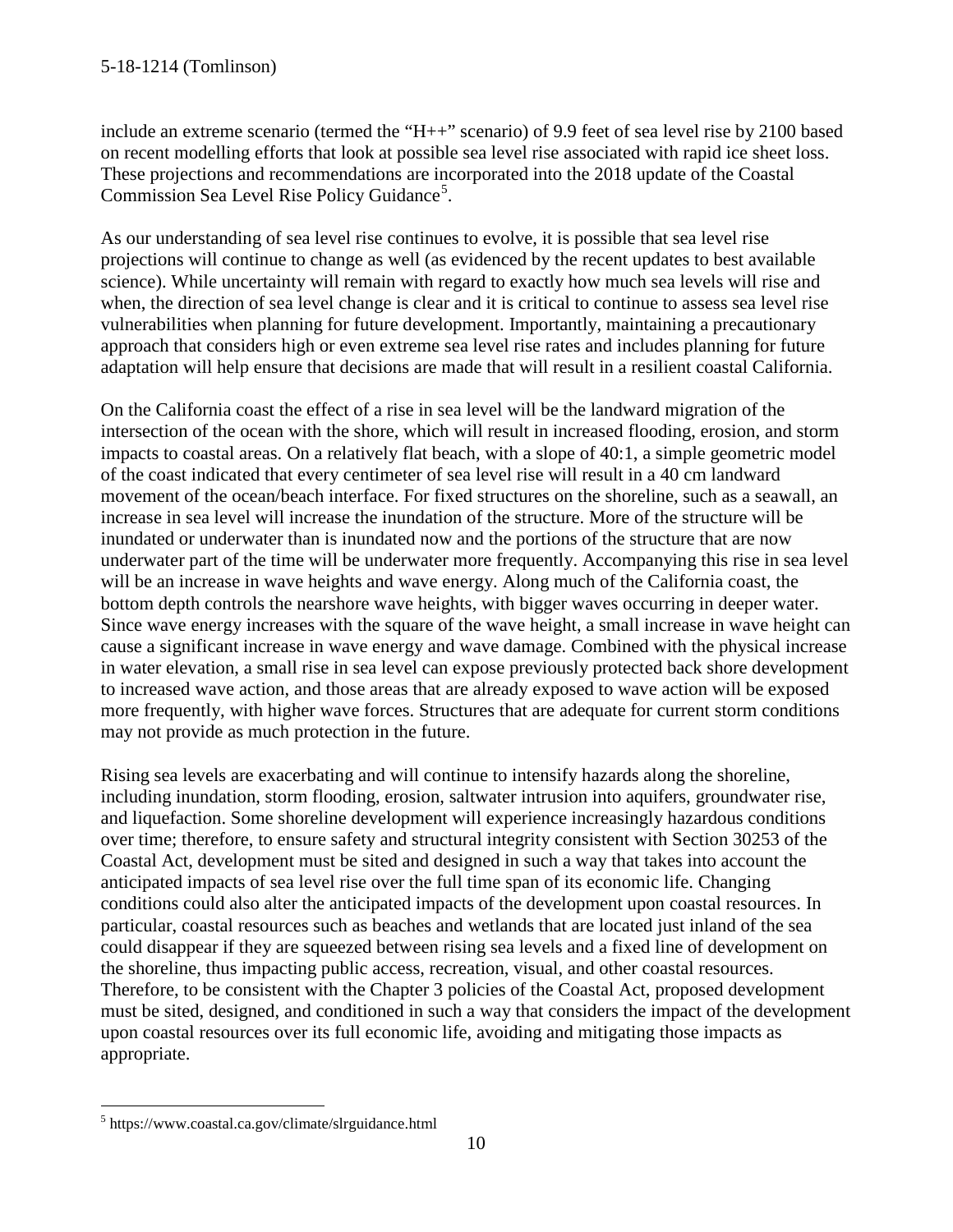include an extreme scenario (termed the "H++" scenario) of 9.9 feet of sea level rise by 2100 based on recent modelling efforts that look at possible sea level rise associated with rapid ice sheet loss. These projections and recommendations are incorporated into the 2018 update of the Coastal Commission Sea Level Rise Policy Guidance[5].

As our understanding of sea level rise continues to evolve, it is possible that sea level rise projections will continue to change as well (as evidenced by the recent updates to best available science). While uncertainty will remain with regard to exactly how much sea levels will rise and when, the direction of sea level change is clear and it is critical to continue to assess sea level rise vulnerabilities when planning for future development. Importantly, maintaining a precautionary approach that considers high or even extreme sea level rise rates and includes planning for future adaptation will help ensure that decisions are made that will result in a resilient coastal California.

On the California coast the effect of a rise in sea level will be the landward migration of the intersection of the ocean with the shore, which will result in increased flooding, erosion, and storm impacts to coastal areas. On a relatively flat beach, with a slope of 40:1, a simple geometric model of the coast indicated that every centimeter of sea level rise will result in a 40 cm landward movement of the ocean/beach interface. For fixed structures on the shoreline, such as a seawall, an increase in sea level will increase the inundation of the structure. More of the structure will be inundated or underwater than is inundated now and the portions of the structure that are now underwater part of the time will be underwater more frequently. Accompanying this rise in sea level will be an increase in wave heights and wave energy. Along much of the California coast, the bottom depth controls the nearshore wave heights, with bigger waves occurring in deeper water. Since wave energy increases with the square of the wave height, a small increase in wave height can cause a significant increase in wave energy and wave damage. Combined with the physical increase in water elevation, a small rise in sea level can expose previously protected back shore development to increased wave action, and those areas that are already exposed to wave action will be exposed more frequently, with higher wave forces. Structures that are adequate for current storm conditions may not provide as much protection in the future.

Rising sea levels are exacerbating and will continue to intensify hazards along the shoreline, including inundation, storm flooding, erosion, saltwater intrusion into aquifers, groundwater rise, and liquefaction. Some shoreline development will experience increasingly hazardous conditions over time; therefore, to ensure safety and structural integrity consistent with Section 30253 of the Coastal Act, development must be sited and designed in such a way that takes into account the anticipated impacts of sea level rise over the full time span of its economic life. Changing conditions could also alter the anticipated impacts of the development upon coastal resources. In particular, coastal resources such as beaches and wetlands that are located just inland of the sea could disappear if they are squeezed between rising sea levels and a fixed line of development on the shoreline, thus impacting public access, recreation, visual, and other coastal resources. Therefore, to be consistent with the Chapter 3 policies of the Coastal Act, proposed development must be sited, designed, and conditioned in such a way that considers the impact of the development upon coastal resources over its full economic life, avoiding and mitigating those impacts as appropriate.

[5] https://www.coastal.ca.gov/climate/slrguidance.html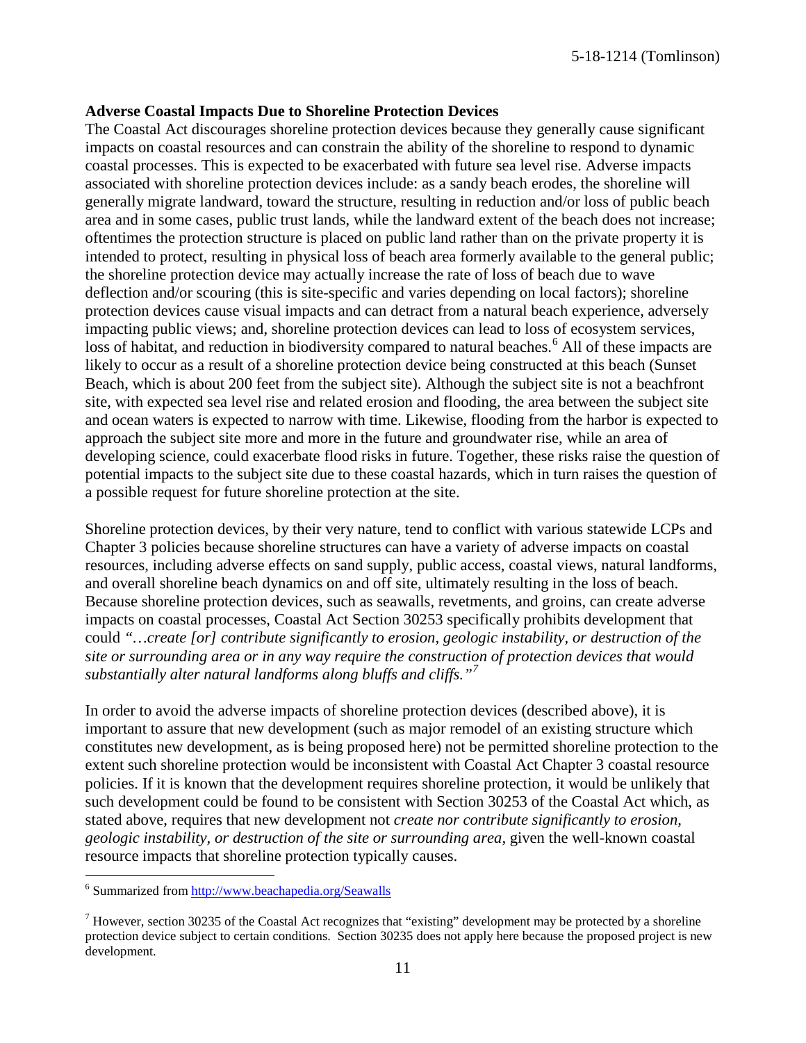**Adverse Coastal Impacts Due to Shoreline Protection Devices**

The Coastal Act discourages shoreline protection devices because they generally cause significant impacts on coastal resources and can constrain the ability of the shoreline to respond to dynamic coastal processes. This is expected to be exacerbated with future sea level rise. Adverse impacts associated with shoreline protection devices include: as a sandy beach erodes, the shoreline will generally migrate landward, toward the structure, resulting in reduction and/or loss of public beach area and in some cases, public trust lands, while the landward extent of the beach does not increase; oftentimes the protection structure is placed on public land rather than on the private property it is intended to protect, resulting in physical loss of beach area formerly available to the general public; the shoreline protection device may actually increase the rate of loss of beach due to wave deflection and/or scouring (this is site-specific and varies depending on local factors); shoreline protection devices cause visual impacts and can detract from a natural beach experience, adversely impacting public views; and, shoreline protection devices can lead to loss of ecosystem services, loss of habitat, and reduction in biodiversity compared to natural beaches.[6] All of these impacts are likely to occur as a result of a shoreline protection device being constructed at this beach (Sunset Beach, which is about 200 feet from the subject site). Although the subject site is not a beachfront site, with expected sea level rise and related erosion and flooding, the area between the subject site and ocean waters is expected to narrow with time. Likewise, flooding from the harbor is expected to approach the subject site more and more in the future and groundwater rise, while an area of developing science, could exacerbate flood risks in future. Together, these risks raise the question of potential impacts to the subject site due to these coastal hazards, which in turn raises the question of a possible request for future shoreline protection at the site.

Shoreline protection devices, by their very nature, tend to conflict with various statewide LCPs and Chapter 3 policies because shoreline structures can have a variety of adverse impacts on coastal resources, including adverse effects on sand supply, public access, coastal views, natural landforms, and overall shoreline beach dynamics on and off site, ultimately resulting in the loss of beach. Because shoreline protection devices, such as seawalls, revetments, and groins, can create adverse impacts on coastal processes, Coastal Act Section 30253 specifically prohibits development that could *"…create [or] contribute significantly to erosion, geologic instability, or destruction of the site or surrounding area or in any way require the construction of protection devices that would substantially alter natural landforms along bluffs and cliffs."*[7]

In order to avoid the adverse impacts of shoreline protection devices (described above), it is important to assure that new development (such as major remodel of an existing structure which constitutes new development, as is being proposed here) not be permitted shoreline protection to the extent such shoreline protection would be inconsistent with Coastal Act Chapter 3 coastal resource policies. If it is known that the development requires shoreline protection, it would be unlikely that such development could be found to be consistent with Section 30253 of the Coastal Act which, as stated above, requires that new development not *create nor contribute significantly to erosion, geologic instability, or destruction of the site or surrounding area*, given the well-known coastal resource impacts that shoreline protection typically causes.

---

[6] Summarized from http://www.beachapedia.org/Seawalls

[7] However, section 30235 of the Coastal Act recognizes that "existing" development may be protected by a shoreline protection device subject to certain conditions. Section 30235 does not apply here because the proposed project is new development.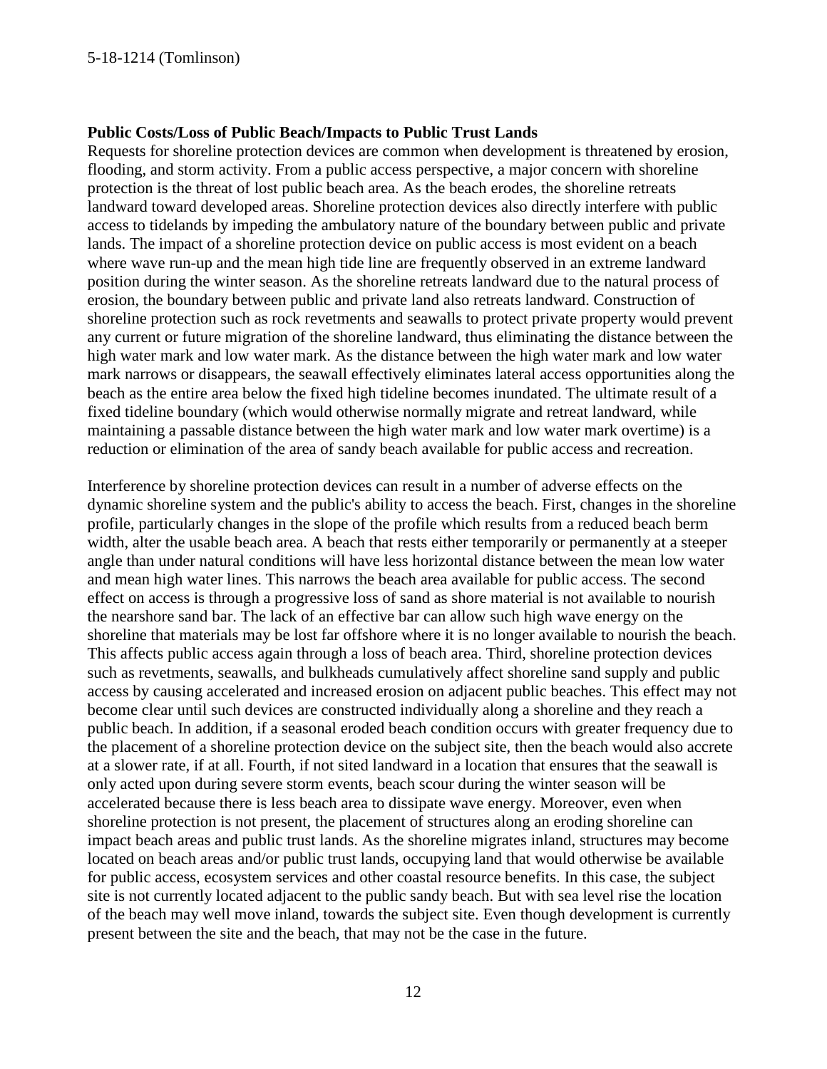**Public Costs/Loss of Public Beach/Impacts to Public Trust Lands**

Requests for shoreline protection devices are common when development is threatened by erosion, flooding, and storm activity. From a public access perspective, a major concern with shoreline protection is the threat of lost public beach area. As the beach erodes, the shoreline retreats landward toward developed areas. Shoreline protection devices also directly interfere with public access to tidelands by impeding the ambulatory nature of the boundary between public and private lands. The impact of a shoreline protection device on public access is most evident on a beach where wave run-up and the mean high tide line are frequently observed in an extreme landward position during the winter season. As the shoreline retreats landward due to the natural process of erosion, the boundary between public and private land also retreats landward. Construction of shoreline protection such as rock revetments and seawalls to protect private property would prevent any current or future migration of the shoreline landward, thus eliminating the distance between the high water mark and low water mark. As the distance between the high water mark and low water mark narrows or disappears, the seawall effectively eliminates lateral access opportunities along the beach as the entire area below the fixed high tideline becomes inundated. The ultimate result of a fixed tideline boundary (which would otherwise normally migrate and retreat landward, while maintaining a passable distance between the high water mark and low water mark overtime) is a reduction or elimination of the area of sandy beach available for public access and recreation.

Interference by shoreline protection devices can result in a number of adverse effects on the dynamic shoreline system and the public's ability to access the beach. First, changes in the shoreline profile, particularly changes in the slope of the profile which results from a reduced beach berm width, alter the usable beach area. A beach that rests either temporarily or permanently at a steeper angle than under natural conditions will have less horizontal distance between the mean low water and mean high water lines. This narrows the beach area available for public access. The second effect on access is through a progressive loss of sand as shore material is not available to nourish the nearshore sand bar. The lack of an effective bar can allow such high wave energy on the shoreline that materials may be lost far offshore where it is no longer available to nourish the beach. This affects public access again through a loss of beach area. Third, shoreline protection devices such as revetments, seawalls, and bulkheads cumulatively affect shoreline sand supply and public access by causing accelerated and increased erosion on adjacent public beaches. This effect may not become clear until such devices are constructed individually along a shoreline and they reach a public beach. In addition, if a seasonal eroded beach condition occurs with greater frequency due to the placement of a shoreline protection device on the subject site, then the beach would also accrete at a slower rate, if at all. Fourth, if not sited landward in a location that ensures that the seawall is only acted upon during severe storm events, beach scour during the winter season will be accelerated because there is less beach area to dissipate wave energy. Moreover, even when shoreline protection is not present, the placement of structures along an eroding shoreline can impact beach areas and public trust lands. As the shoreline migrates inland, structures may become located on beach areas and/or public trust lands, occupying land that would otherwise be available for public access, ecosystem services and other coastal resource benefits. In this case, the subject site is not currently located adjacent to the public sandy beach. But with sea level rise the location of the beach may well move inland, towards the subject site. Even though development is currently present between the site and the beach, that may not be the case in the future.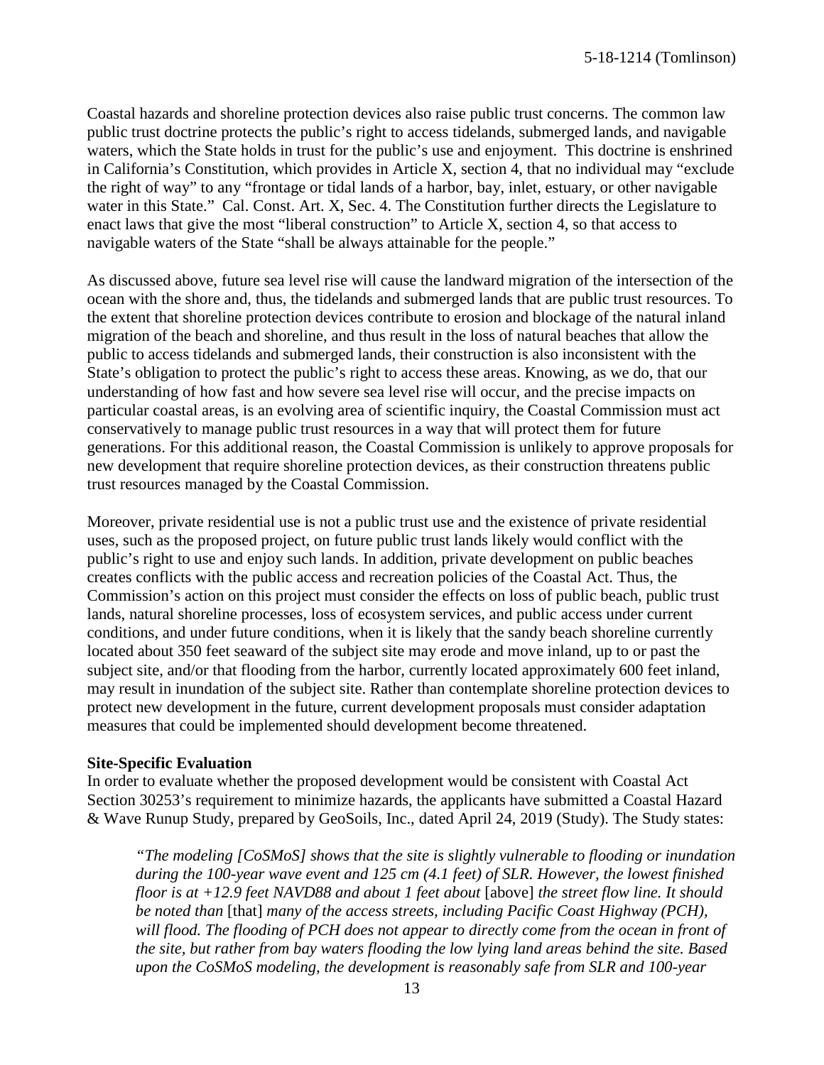Coastal hazards and shoreline protection devices also raise public trust concerns. The common law public trust doctrine protects the public's right to access tidelands, submerged lands, and navigable waters, which the State holds in trust for the public's use and enjoyment. This doctrine is enshrined in California's Constitution, which provides in Article X, section 4, that no individual may "exclude the right of way" to any "frontage or tidal lands of a harbor, bay, inlet, estuary, or other navigable water in this State." Cal. Const. Art. X, Sec. 4. The Constitution further directs the Legislature to enact laws that give the most "liberal construction" to Article X, section 4, so that access to navigable waters of the State "shall be always attainable for the people."

As discussed above, future sea level rise will cause the landward migration of the intersection of the ocean with the shore and, thus, the tidelands and submerged lands that are public trust resources. To the extent that shoreline protection devices contribute to erosion and blockage of the natural inland migration of the beach and shoreline, and thus result in the loss of natural beaches that allow the public to access tidelands and submerged lands, their construction is also inconsistent with the State's obligation to protect the public's right to access these areas. Knowing, as we do, that our understanding of how fast and how severe sea level rise will occur, and the precise impacts on particular coastal areas, is an evolving area of scientific inquiry, the Coastal Commission must act conservatively to manage public trust resources in a way that will protect them for future generations. For this additional reason, the Coastal Commission is unlikely to approve proposals for new development that require shoreline protection devices, as their construction threatens public trust resources managed by the Coastal Commission.

Moreover, private residential use is not a public trust use and the existence of private residential uses, such as the proposed project, on future public trust lands likely would conflict with the public's right to use and enjoy such lands. In addition, private development on public beaches creates conflicts with the public access and recreation policies of the Coastal Act. Thus, the Commission's action on this project must consider the effects on loss of public beach, public trust lands, natural shoreline processes, loss of ecosystem services, and public access under current conditions, and under future conditions, when it is likely that the sandy beach shoreline currently located about 350 feet seaward of the subject site may erode and move inland, up to or past the subject site, and/or that flooding from the harbor, currently located approximately 600 feet inland, may result in inundation of the subject site. Rather than contemplate shoreline protection devices to protect new development in the future, current development proposals must consider adaptation measures that could be implemented should development become threatened.

**Site-Specific Evaluation**

In order to evaluate whether the proposed development would be consistent with Coastal Act Section 30253's requirement to minimize hazards, the applicants have submitted a Coastal Hazard & Wave Runup Study, prepared by GeoSoils, Inc., dated April 24, 2019 (Study). The Study states:

> *"The modeling [CoSMoS] shows that the site is slightly vulnerable to flooding or inundation during the 100-year wave event and 125 cm (4.1 feet) of SLR. However, the lowest finished floor is at +12.9 feet NAVD88 and about 1 feet about* [above] *the street flow line. It should be noted than* [that] *many of the access streets, including Pacific Coast Highway (PCH), will flood. The flooding of PCH does not appear to directly come from the ocean in front of the site, but rather from bay waters flooding the low lying land areas behind the site. Based upon the CoSMoS modeling, the development is reasonably safe from SLR and 100-year*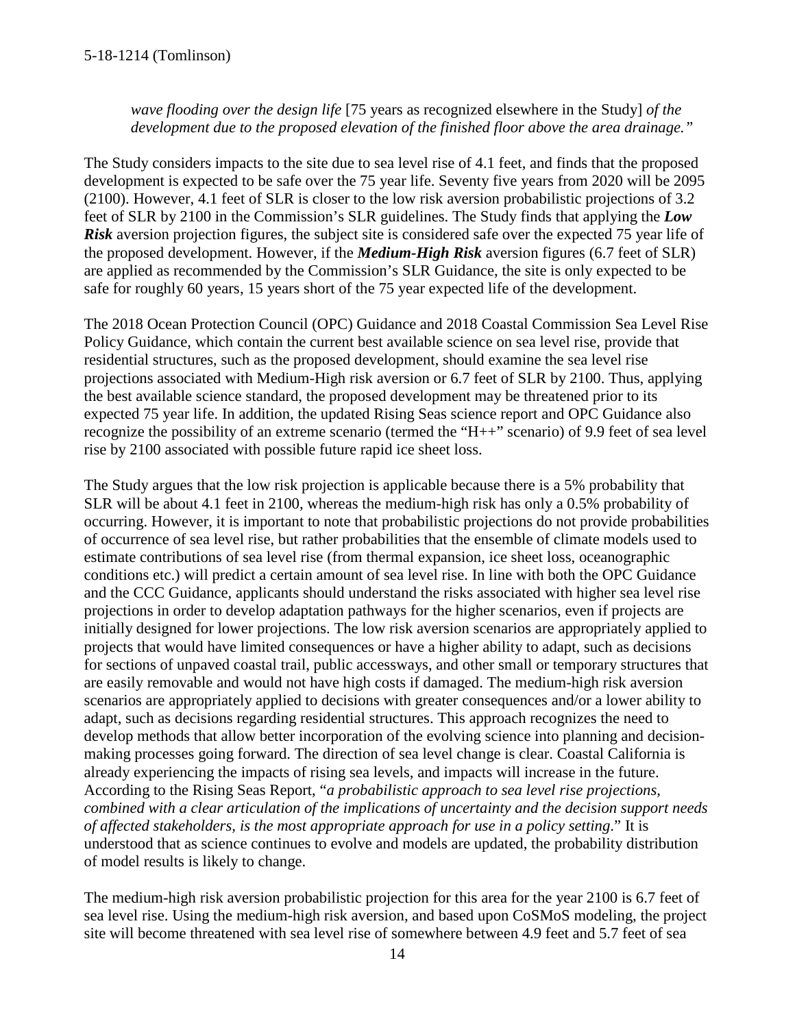*wave flooding over the design life* [75 years as recognized elsewhere in the Study] *of the development due to the proposed elevation of the finished floor above the area drainage."*

The Study considers impacts to the site due to sea level rise of 4.1 feet, and finds that the proposed development is expected to be safe over the 75 year life. Seventy five years from 2020 will be 2095 (2100). However, 4.1 feet of SLR is closer to the low risk aversion probabilistic projections of 3.2 feet of SLR by 2100 in the Commission's SLR guidelines. The Study finds that applying the ***Low Risk*** aversion projection figures, the subject site is considered safe over the expected 75 year life of the proposed development. However, if the ***Medium-High Risk*** aversion figures (6.7 feet of SLR) are applied as recommended by the Commission's SLR Guidance, the site is only expected to be safe for roughly 60 years, 15 years short of the 75 year expected life of the development.

The 2018 Ocean Protection Council (OPC) Guidance and 2018 Coastal Commission Sea Level Rise Policy Guidance, which contain the current best available science on sea level rise, provide that residential structures, such as the proposed development, should examine the sea level rise projections associated with Medium-High risk aversion or 6.7 feet of SLR by 2100. Thus, applying the best available science standard, the proposed development may be threatened prior to its expected 75 year life. In addition, the updated Rising Seas science report and OPC Guidance also recognize the possibility of an extreme scenario (termed the "H++" scenario) of 9.9 feet of sea level rise by 2100 associated with possible future rapid ice sheet loss.

The Study argues that the low risk projection is applicable because there is a 5% probability that SLR will be about 4.1 feet in 2100, whereas the medium-high risk has only a 0.5% probability of occurring. However, it is important to note that probabilistic projections do not provide probabilities of occurrence of sea level rise, but rather probabilities that the ensemble of climate models used to estimate contributions of sea level rise (from thermal expansion, ice sheet loss, oceanographic conditions etc.) will predict a certain amount of sea level rise. In line with both the OPC Guidance and the CCC Guidance, applicants should understand the risks associated with higher sea level rise projections in order to develop adaptation pathways for the higher scenarios, even if projects are initially designed for lower projections. The low risk aversion scenarios are appropriately applied to projects that would have limited consequences or have a higher ability to adapt, such as decisions for sections of unpaved coastal trail, public accessways, and other small or temporary structures that are easily removable and would not have high costs if damaged. The medium-high risk aversion scenarios are appropriately applied to decisions with greater consequences and/or a lower ability to adapt, such as decisions regarding residential structures. This approach recognizes the need to develop methods that allow better incorporation of the evolving science into planning and decision-making processes going forward. The direction of sea level change is clear. Coastal California is already experiencing the impacts of rising sea levels, and impacts will increase in the future. According to the Rising Seas Report, "*a probabilistic approach to sea level rise projections, combined with a clear articulation of the implications of uncertainty and the decision support needs of affected stakeholders, is the most appropriate approach for use in a policy setting*." It is understood that as science continues to evolve and models are updated, the probability distribution of model results is likely to change.

The medium-high risk aversion probabilistic projection for this area for the year 2100 is 6.7 feet of sea level rise. Using the medium-high risk aversion, and based upon CoSMoS modeling, the project site will become threatened with sea level rise of somewhere between 4.9 feet and 5.7 feet of sea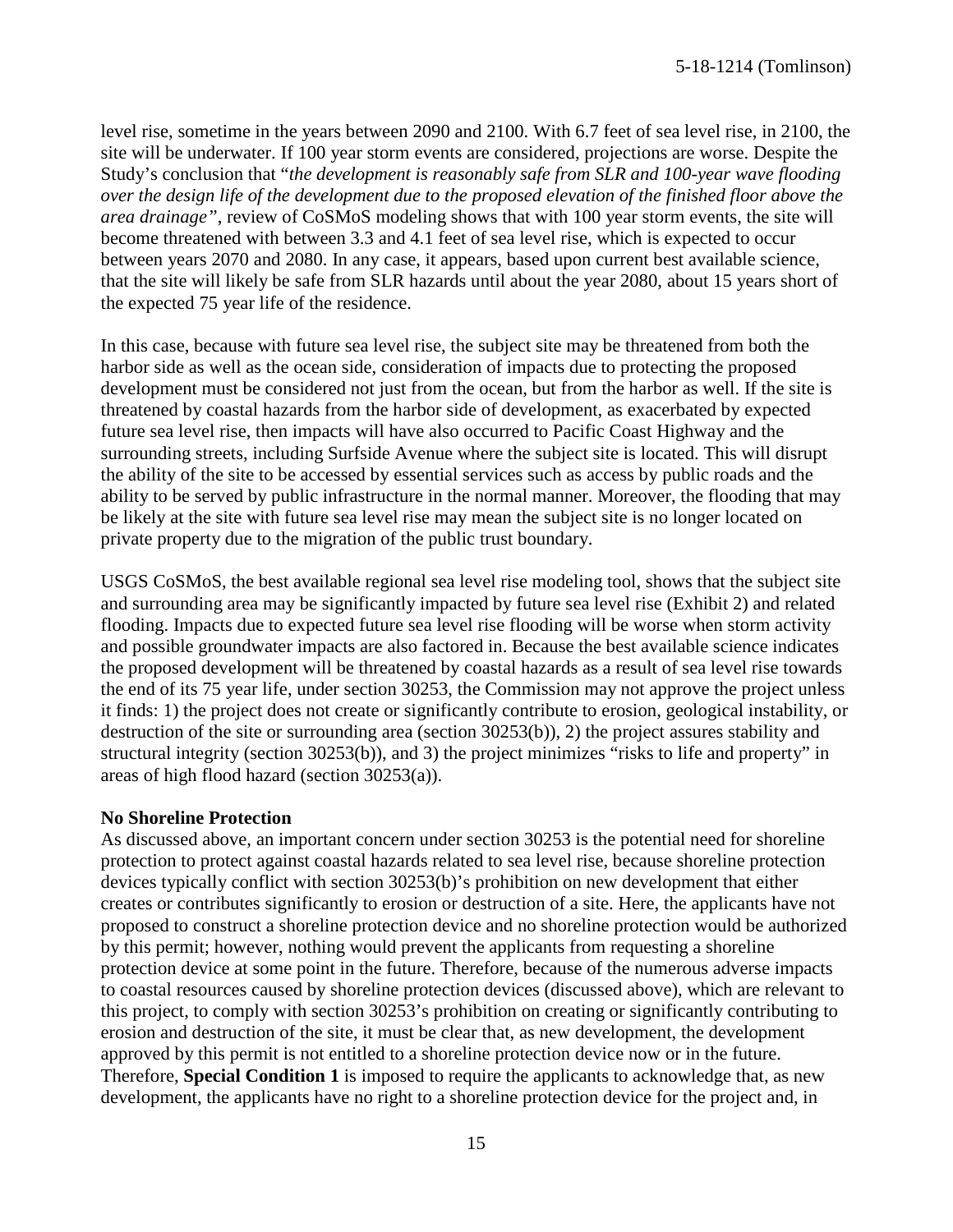level rise, sometime in the years between 2090 and 2100. With 6.7 feet of sea level rise, in 2100, the site will be underwater. If 100 year storm events are considered, projections are worse. Despite the Study's conclusion that "*the development is reasonably safe from SLR and 100-year wave flooding over the design life of the development due to the proposed elevation of the finished floor above the area drainage*", review of CoSMoS modeling shows that with 100 year storm events, the site will become threatened with between 3.3 and 4.1 feet of sea level rise, which is expected to occur between years 2070 and 2080. In any case, it appears, based upon current best available science, that the site will likely be safe from SLR hazards until about the year 2080, about 15 years short of the expected 75 year life of the residence.

In this case, because with future sea level rise, the subject site may be threatened from both the harbor side as well as the ocean side, consideration of impacts due to protecting the proposed development must be considered not just from the ocean, but from the harbor as well. If the site is threatened by coastal hazards from the harbor side of development, as exacerbated by expected future sea level rise, then impacts will have also occurred to Pacific Coast Highway and the surrounding streets, including Surfside Avenue where the subject site is located. This will disrupt the ability of the site to be accessed by essential services such as access by public roads and the ability to be served by public infrastructure in the normal manner. Moreover, the flooding that may be likely at the site with future sea level rise may mean the subject site is no longer located on private property due to the migration of the public trust boundary.

USGS CoSMoS, the best available regional sea level rise modeling tool, shows that the subject site and surrounding area may be significantly impacted by future sea level rise (Exhibit 2) and related flooding. Impacts due to expected future sea level rise flooding will be worse when storm activity and possible groundwater impacts are also factored in. Because the best available science indicates the proposed development will be threatened by coastal hazards as a result of sea level rise towards the end of its 75 year life, under section 30253, the Commission may not approve the project unless it finds: 1) the project does not create or significantly contribute to erosion, geological instability, or destruction of the site or surrounding area (section 30253(b)), 2) the project assures stability and structural integrity (section 30253(b)), and 3) the project minimizes "risks to life and property" in areas of high flood hazard (section 30253(a)).

**No Shoreline Protection**

As discussed above, an important concern under section 30253 is the potential need for shoreline protection to protect against coastal hazards related to sea level rise, because shoreline protection devices typically conflict with section 30253(b)'s prohibition on new development that either creates or contributes significantly to erosion or destruction of a site. Here, the applicants have not proposed to construct a shoreline protection device and no shoreline protection would be authorized by this permit; however, nothing would prevent the applicants from requesting a shoreline protection device at some point in the future. Therefore, because of the numerous adverse impacts to coastal resources caused by shoreline protection devices (discussed above), which are relevant to this project, to comply with section 30253's prohibition on creating or significantly contributing to erosion and destruction of the site, it must be clear that, as new development, the development approved by this permit is not entitled to a shoreline protection device now or in the future. Therefore, **Special Condition 1** is imposed to require the applicants to acknowledge that, as new development, the applicants have no right to a shoreline protection device for the project and, in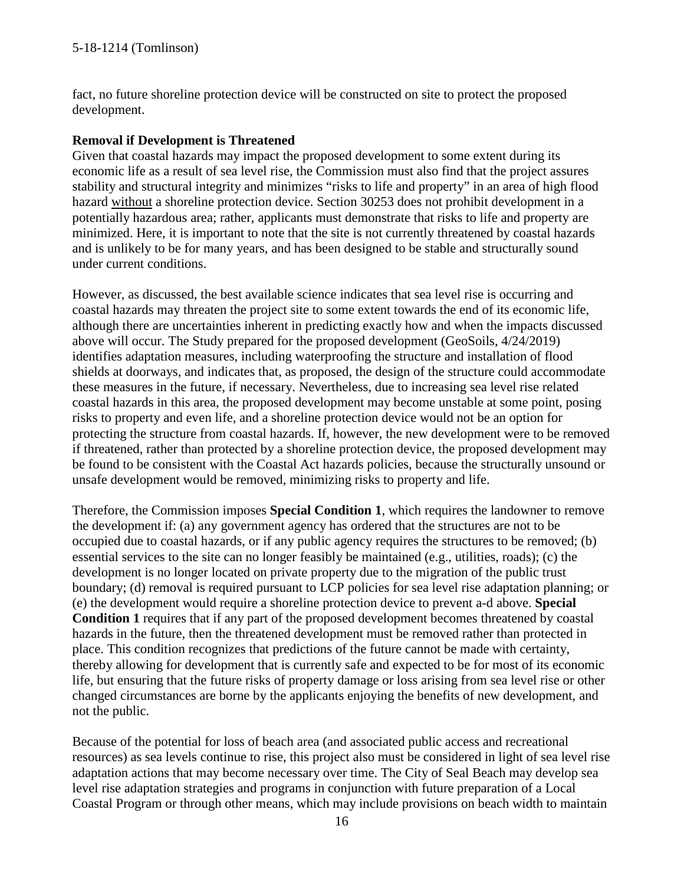fact, no future shoreline protection device will be constructed on site to protect the proposed development.

**Removal if Development is Threatened**

Given that coastal hazards may impact the proposed development to some extent during its economic life as a result of sea level rise, the Commission must also find that the project assures stability and structural integrity and minimizes "risks to life and property" in an area of high flood hazard without a shoreline protection device. Section 30253 does not prohibit development in a potentially hazardous area; rather, applicants must demonstrate that risks to life and property are minimized. Here, it is important to note that the site is not currently threatened by coastal hazards and is unlikely to be for many years, and has been designed to be stable and structurally sound under current conditions.

However, as discussed, the best available science indicates that sea level rise is occurring and coastal hazards may threaten the project site to some extent towards the end of its economic life, although there are uncertainties inherent in predicting exactly how and when the impacts discussed above will occur. The Study prepared for the proposed development (GeoSoils, 4/24/2019) identifies adaptation measures, including waterproofing the structure and installation of flood shields at doorways, and indicates that, as proposed, the design of the structure could accommodate these measures in the future, if necessary. Nevertheless, due to increasing sea level rise related coastal hazards in this area, the proposed development may become unstable at some point, posing risks to property and even life, and a shoreline protection device would not be an option for protecting the structure from coastal hazards. If, however, the new development were to be removed if threatened, rather than protected by a shoreline protection device, the proposed development may be found to be consistent with the Coastal Act hazards policies, because the structurally unsound or unsafe development would be removed, minimizing risks to property and life.

Therefore, the Commission imposes **Special Condition 1**, which requires the landowner to remove the development if: (a) any government agency has ordered that the structures are not to be occupied due to coastal hazards, or if any public agency requires the structures to be removed; (b) essential services to the site can no longer feasibly be maintained (e.g., utilities, roads); (c) the development is no longer located on private property due to the migration of the public trust boundary; (d) removal is required pursuant to LCP policies for sea level rise adaptation planning; or (e) the development would require a shoreline protection device to prevent a-d above. **Special Condition 1** requires that if any part of the proposed development becomes threatened by coastal hazards in the future, then the threatened development must be removed rather than protected in place. This condition recognizes that predictions of the future cannot be made with certainty, thereby allowing for development that is currently safe and expected to be for most of its economic life, but ensuring that the future risks of property damage or loss arising from sea level rise or other changed circumstances are borne by the applicants enjoying the benefits of new development, and not the public.

Because of the potential for loss of beach area (and associated public access and recreational resources) as sea levels continue to rise, this project also must be considered in light of sea level rise adaptation actions that may become necessary over time. The City of Seal Beach may develop sea level rise adaptation strategies and programs in conjunction with future preparation of a Local Coastal Program or through other means, which may include provisions on beach width to maintain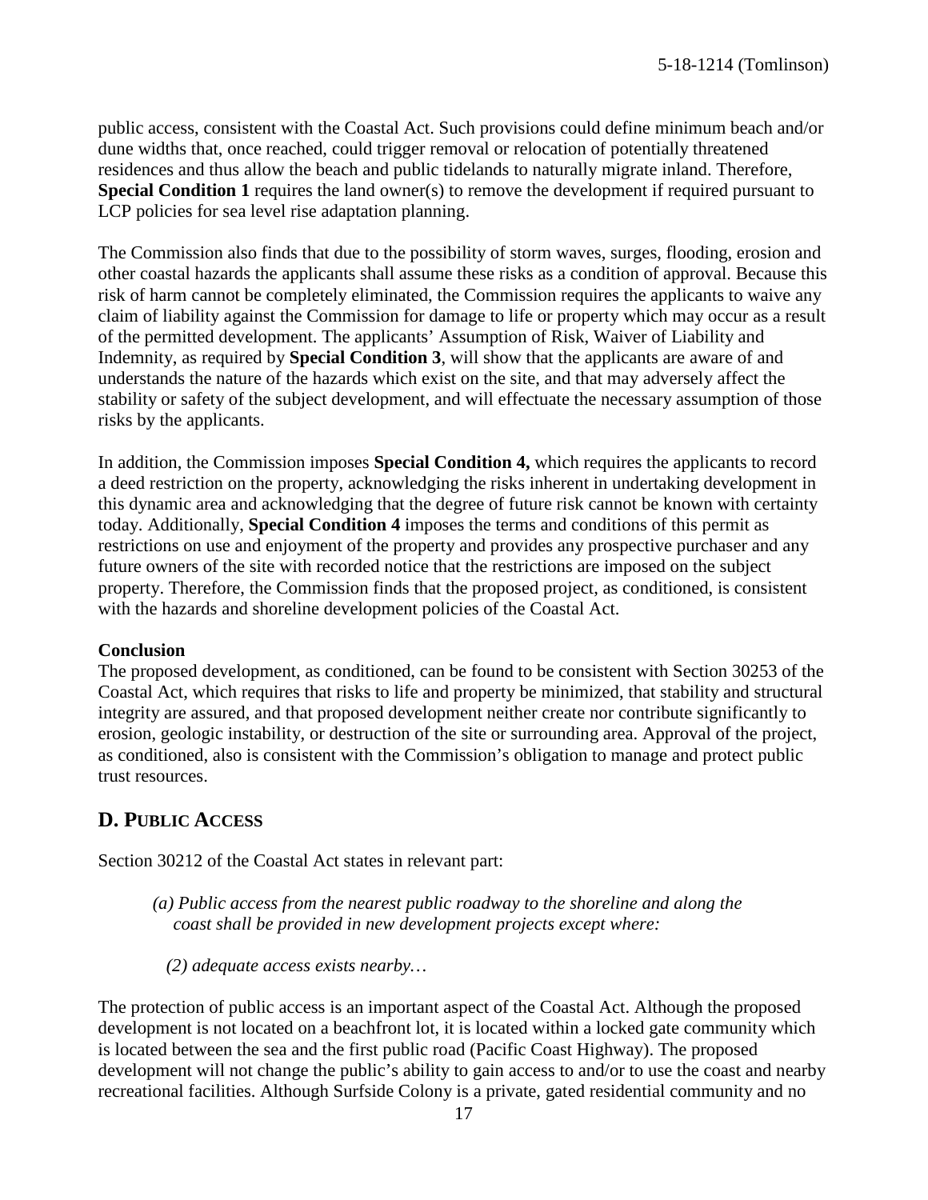public access, consistent with the Coastal Act. Such provisions could define minimum beach and/or dune widths that, once reached, could trigger removal or relocation of potentially threatened residences and thus allow the beach and public tidelands to naturally migrate inland. Therefore, **Special Condition 1** requires the land owner(s) to remove the development if required pursuant to LCP policies for sea level rise adaptation planning.

The Commission also finds that due to the possibility of storm waves, surges, flooding, erosion and other coastal hazards the applicants shall assume these risks as a condition of approval. Because this risk of harm cannot be completely eliminated, the Commission requires the applicants to waive any claim of liability against the Commission for damage to life or property which may occur as a result of the permitted development. The applicants' Assumption of Risk, Waiver of Liability and Indemnity, as required by **Special Condition 3**, will show that the applicants are aware of and understands the nature of the hazards which exist on the site, and that may adversely affect the stability or safety of the subject development, and will effectuate the necessary assumption of those risks by the applicants.

In addition, the Commission imposes **Special Condition 4,** which requires the applicants to record a deed restriction on the property, acknowledging the risks inherent in undertaking development in this dynamic area and acknowledging that the degree of future risk cannot be known with certainty today. Additionally, **Special Condition 4** imposes the terms and conditions of this permit as restrictions on use and enjoyment of the property and provides any prospective purchaser and any future owners of the site with recorded notice that the restrictions are imposed on the subject property. Therefore, the Commission finds that the proposed project, as conditioned, is consistent with the hazards and shoreline development policies of the Coastal Act.

**Conclusion**
The proposed development, as conditioned, can be found to be consistent with Section 30253 of the Coastal Act, which requires that risks to life and property be minimized, that stability and structural integrity are assured, and that proposed development neither create nor contribute significantly to erosion, geologic instability, or destruction of the site or surrounding area. Approval of the project, as conditioned, also is consistent with the Commission's obligation to manage and protect public trust resources.

## D. PUBLIC ACCESS

Section 30212 of the Coastal Act states in relevant part:

> *(a) Public access from the nearest public roadway to the shoreline and along the coast shall be provided in new development projects except where:*
>
> *(2) adequate access exists nearby…*

The protection of public access is an important aspect of the Coastal Act. Although the proposed development is not located on a beachfront lot, it is located within a locked gate community which is located between the sea and the first public road (Pacific Coast Highway). The proposed development will not change the public's ability to gain access to and/or to use the coast and nearby recreational facilities. Although Surfside Colony is a private, gated residential community and no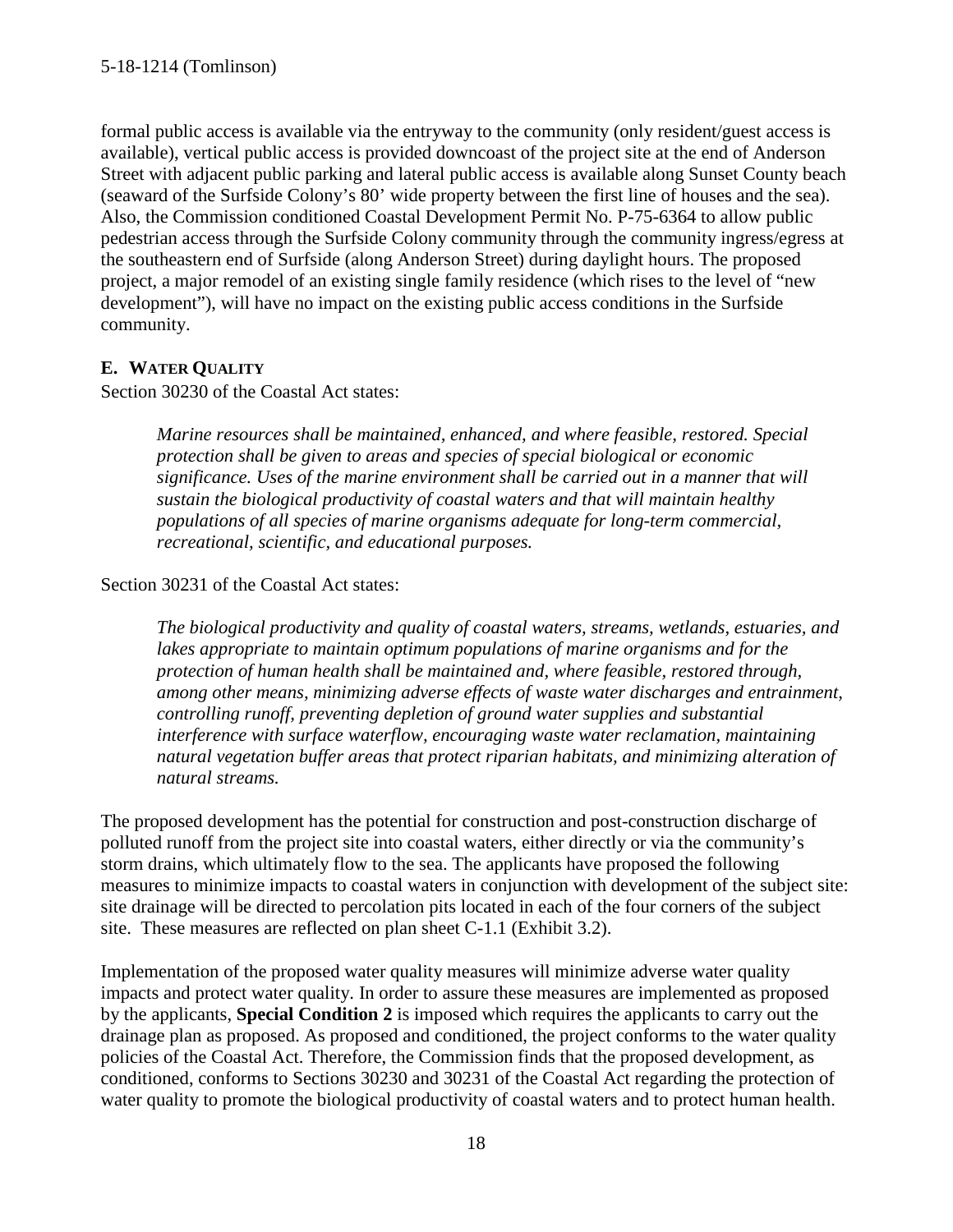formal public access is available via the entryway to the community (only resident/guest access is available), vertical public access is provided downcoast of the project site at the end of Anderson Street with adjacent public parking and lateral public access is available along Sunset County beach (seaward of the Surfside Colony's 80' wide property between the first line of houses and the sea). Also, the Commission conditioned Coastal Development Permit No. P-75-6364 to allow public pedestrian access through the Surfside Colony community through the community ingress/egress at the southeastern end of Surfside (along Anderson Street) during daylight hours. The proposed project, a major remodel of an existing single family residence (which rises to the level of "new development"), will have no impact on the existing public access conditions in the Surfside community.

### E. Water Quality

Section 30230 of the Coastal Act states:

> *Marine resources shall be maintained, enhanced, and where feasible, restored. Special protection shall be given to areas and species of special biological or economic significance. Uses of the marine environment shall be carried out in a manner that will sustain the biological productivity of coastal waters and that will maintain healthy populations of all species of marine organisms adequate for long-term commercial, recreational, scientific, and educational purposes.*

Section 30231 of the Coastal Act states:

> *The biological productivity and quality of coastal waters, streams, wetlands, estuaries, and lakes appropriate to maintain optimum populations of marine organisms and for the protection of human health shall be maintained and, where feasible, restored through, among other means, minimizing adverse effects of waste water discharges and entrainment, controlling runoff, preventing depletion of ground water supplies and substantial interference with surface waterflow, encouraging waste water reclamation, maintaining natural vegetation buffer areas that protect riparian habitats, and minimizing alteration of natural streams.*

The proposed development has the potential for construction and post-construction discharge of polluted runoff from the project site into coastal waters, either directly or via the community's storm drains, which ultimately flow to the sea. The applicants have proposed the following measures to minimize impacts to coastal waters in conjunction with development of the subject site: site drainage will be directed to percolation pits located in each of the four corners of the subject site. These measures are reflected on plan sheet C-1.1 (Exhibit 3.2).

Implementation of the proposed water quality measures will minimize adverse water quality impacts and protect water quality. In order to assure these measures are implemented as proposed by the applicants, **Special Condition 2** is imposed which requires the applicants to carry out the drainage plan as proposed. As proposed and conditioned, the project conforms to the water quality policies of the Coastal Act. Therefore, the Commission finds that the proposed development, as conditioned, conforms to Sections 30230 and 30231 of the Coastal Act regarding the protection of water quality to promote the biological productivity of coastal waters and to protect human health.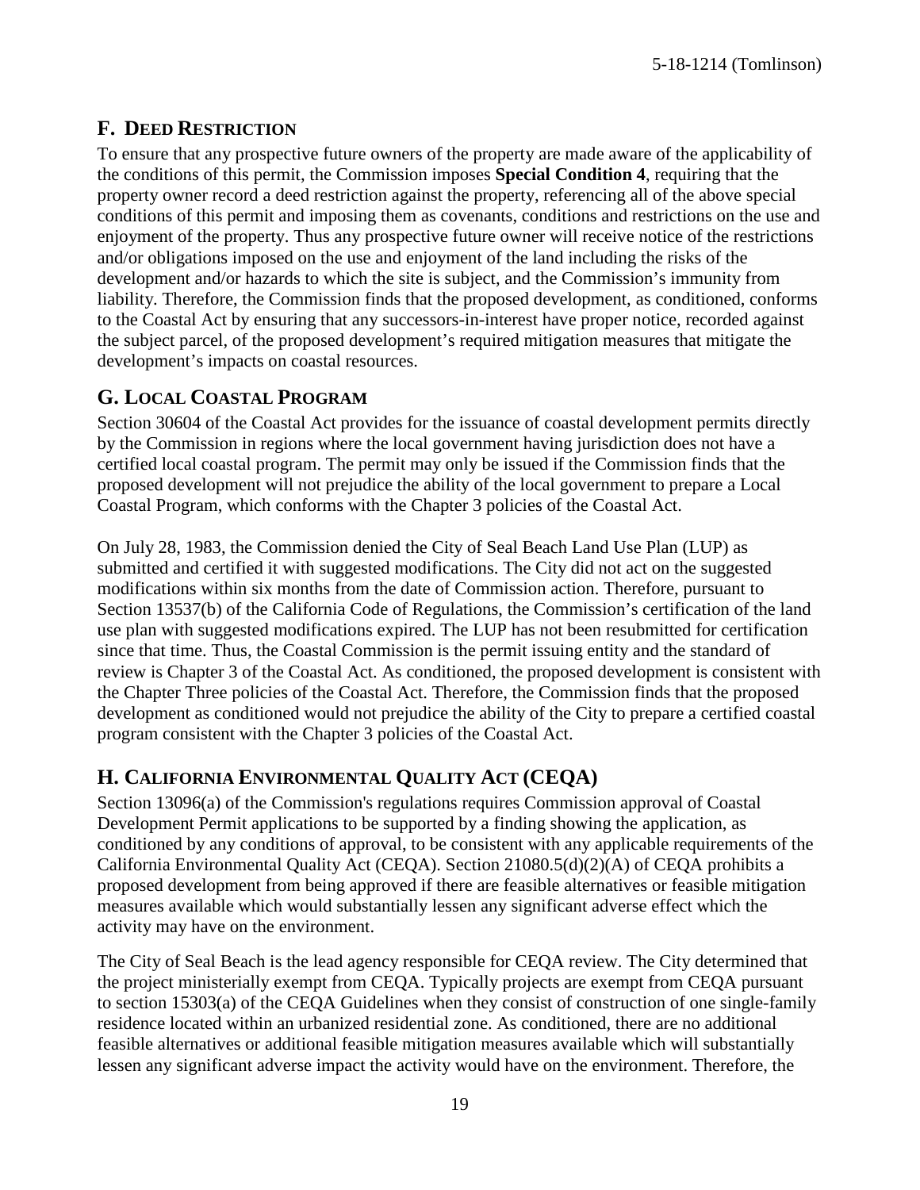## F. DEED RESTRICTION

To ensure that any prospective future owners of the property are made aware of the applicability of the conditions of this permit, the Commission imposes **Special Condition 4**, requiring that the property owner record a deed restriction against the property, referencing all of the above special conditions of this permit and imposing them as covenants, conditions and restrictions on the use and enjoyment of the property. Thus any prospective future owner will receive notice of the restrictions and/or obligations imposed on the use and enjoyment of the land including the risks of the development and/or hazards to which the site is subject, and the Commission's immunity from liability. Therefore, the Commission finds that the proposed development, as conditioned, conforms to the Coastal Act by ensuring that any successors-in-interest have proper notice, recorded against the subject parcel, of the proposed development's required mitigation measures that mitigate the development's impacts on coastal resources.

## G. LOCAL COASTAL PROGRAM

Section 30604 of the Coastal Act provides for the issuance of coastal development permits directly by the Commission in regions where the local government having jurisdiction does not have a certified local coastal program. The permit may only be issued if the Commission finds that the proposed development will not prejudice the ability of the local government to prepare a Local Coastal Program, which conforms with the Chapter 3 policies of the Coastal Act.

On July 28, 1983, the Commission denied the City of Seal Beach Land Use Plan (LUP) as submitted and certified it with suggested modifications. The City did not act on the suggested modifications within six months from the date of Commission action. Therefore, pursuant to Section 13537(b) of the California Code of Regulations, the Commission's certification of the land use plan with suggested modifications expired. The LUP has not been resubmitted for certification since that time. Thus, the Coastal Commission is the permit issuing entity and the standard of review is Chapter 3 of the Coastal Act. As conditioned, the proposed development is consistent with the Chapter Three policies of the Coastal Act. Therefore, the Commission finds that the proposed development as conditioned would not prejudice the ability of the City to prepare a certified coastal program consistent with the Chapter 3 policies of the Coastal Act.

## H. CALIFORNIA ENVIRONMENTAL QUALITY ACT (CEQA)

Section 13096(a) of the Commission's regulations requires Commission approval of Coastal Development Permit applications to be supported by a finding showing the application, as conditioned by any conditions of approval, to be consistent with any applicable requirements of the California Environmental Quality Act (CEQA). Section 21080.5(d)(2)(A) of CEQA prohibits a proposed development from being approved if there are feasible alternatives or feasible mitigation measures available which would substantially lessen any significant adverse effect which the activity may have on the environment.

The City of Seal Beach is the lead agency responsible for CEQA review. The City determined that the project ministerially exempt from CEQA. Typically projects are exempt from CEQA pursuant to section 15303(a) of the CEQA Guidelines when they consist of construction of one single-family residence located within an urbanized residential zone. As conditioned, there are no additional feasible alternatives or additional feasible mitigation measures available which will substantially lessen any significant adverse impact the activity would have on the environment. Therefore, the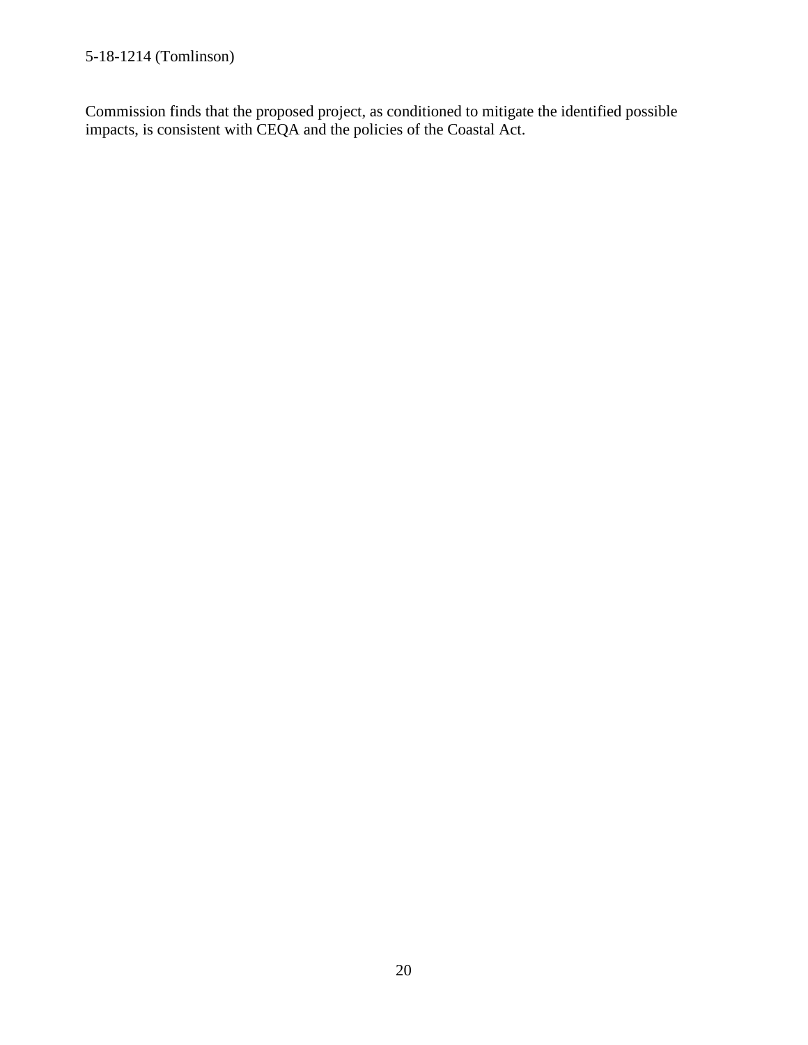Commission finds that the proposed project, as conditioned to mitigate the identified possible impacts, is consistent with CEQA and the policies of the Coastal Act.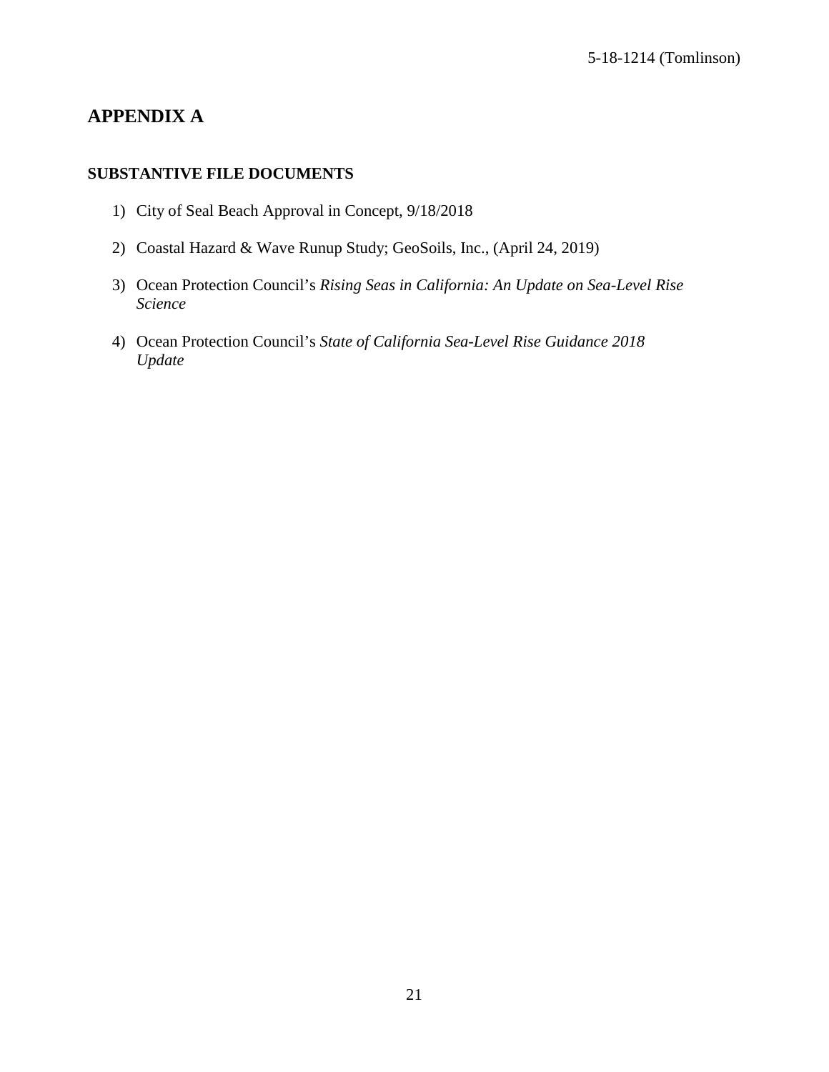# APPENDIX A

## SUBSTANTIVE FILE DOCUMENTS

1) City of Seal Beach Approval in Concept, 9/18/2018

2) Coastal Hazard & Wave Runup Study; GeoSoils, Inc., (April 24, 2019)

3) Ocean Protection Council's *Rising Seas in California: An Update on Sea-Level Rise Science*

4) Ocean Protection Council's *State of California Sea-Level Rise Guidance 2018 Update*